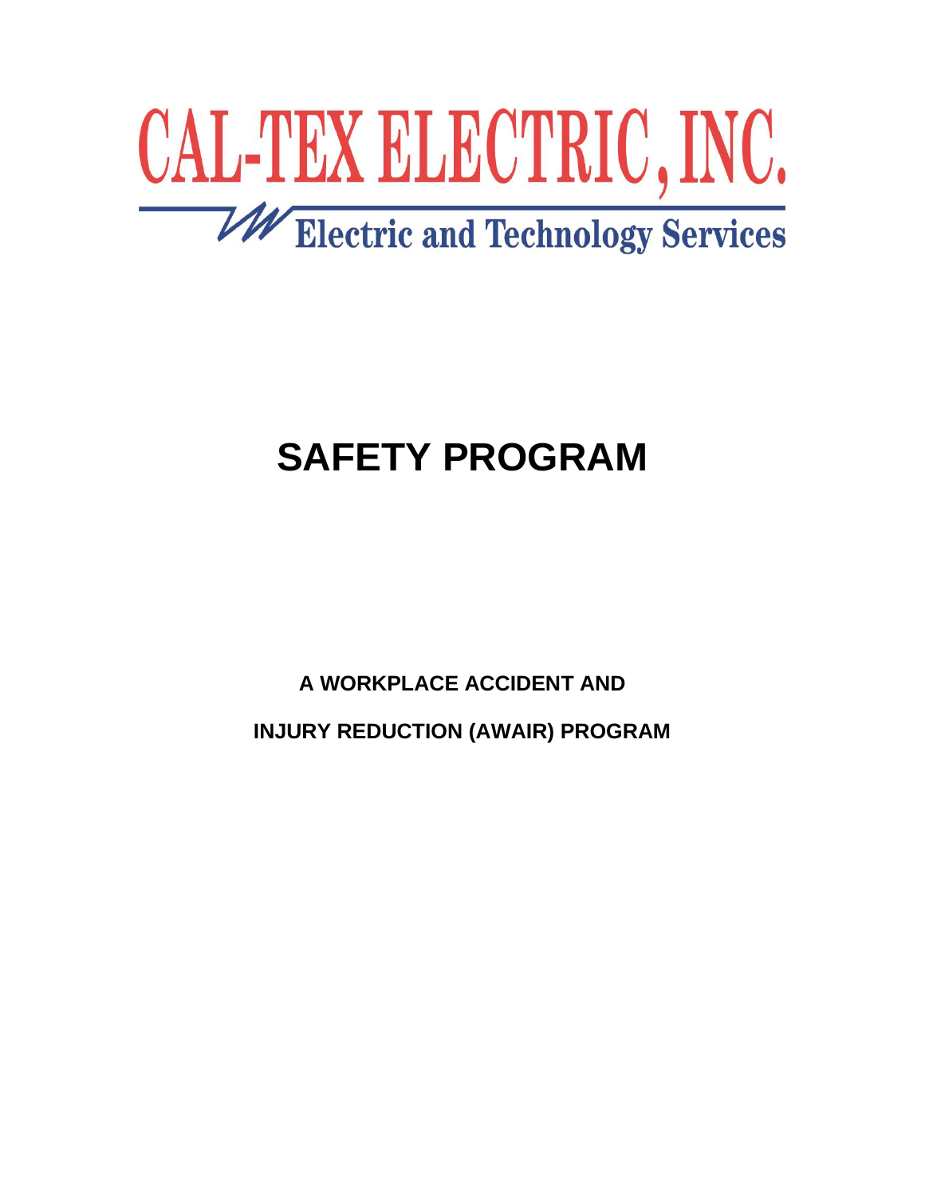# CAL-TEX ELECTRIC, INC.

Electric and Technology Services

# SAFETY PROGRAM

**A WORKPLACE ACCIDENT AND**

**INJURY REDUCTION (AWAIR) PROGRAM**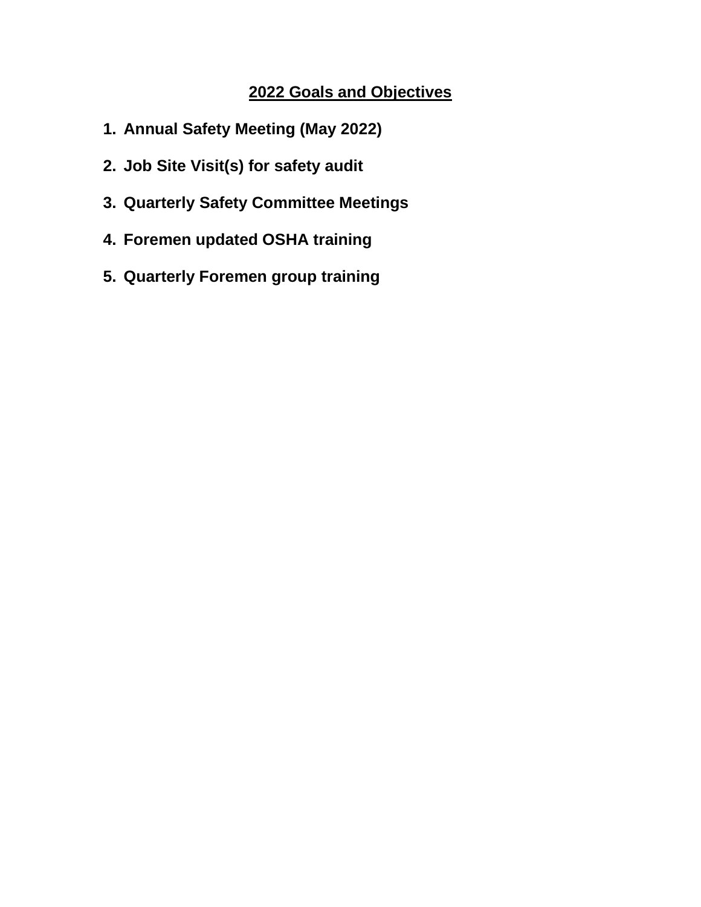## 2022 Goals and Objectives

1. **Annual Safety Meeting (May 2022)**
2. **Job Site Visit(s) for safety audit**
3. **Quarterly Safety Committee Meetings**
4. **Foremen updated OSHA training**
5. **Quarterly Foremen group training**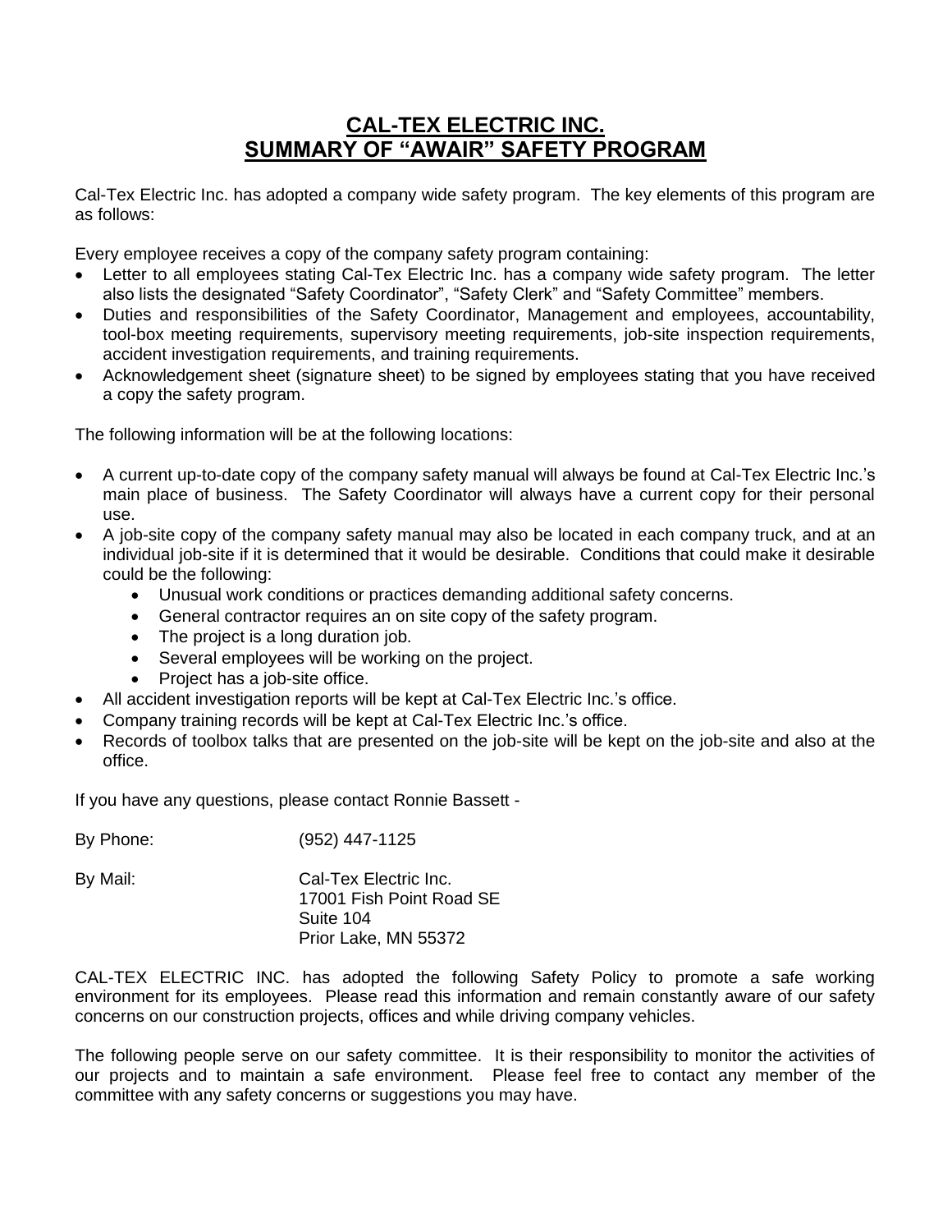# CAL-TEX ELECTRIC INC.
# SUMMARY OF "AWAIR" SAFETY PROGRAM

Cal-Tex Electric Inc. has adopted a company wide safety program. The key elements of this program are as follows:

Every employee receives a copy of the company safety program containing:

- Letter to all employees stating Cal-Tex Electric Inc. has a company wide safety program. The letter also lists the designated "Safety Coordinator", "Safety Clerk" and "Safety Committee" members.
- Duties and responsibilities of the Safety Coordinator, Management and employees, accountability, tool-box meeting requirements, supervisory meeting requirements, job-site inspection requirements, accident investigation requirements, and training requirements.
- Acknowledgement sheet (signature sheet) to be signed by employees stating that you have received a copy the safety program.

The following information will be at the following locations:

- A current up-to-date copy of the company safety manual will always be found at Cal-Tex Electric Inc.'s main place of business. The Safety Coordinator will always have a current copy for their personal use.
- A job-site copy of the company safety manual may also be located in each company truck, and at an individual job-site if it is determined that it would be desirable. Conditions that could make it desirable could be the following:
  - Unusual work conditions or practices demanding additional safety concerns.
  - General contractor requires an on site copy of the safety program.
  - The project is a long duration job.
  - Several employees will be working on the project.
  - Project has a job-site office.
- All accident investigation reports will be kept at Cal-Tex Electric Inc.'s office.
- Company training records will be kept at Cal-Tex Electric Inc.'s office.
- Records of toolbox talks that are presented on the job-site will be kept on the job-site and also at the office.

If you have any questions, please contact Ronnie Bassett -

By Phone: (952) 447-1125

By Mail: Cal-Tex Electric Inc.
17001 Fish Point Road SE
Suite 104
Prior Lake, MN 55372

CAL-TEX ELECTRIC INC. has adopted the following Safety Policy to promote a safe working environment for its employees. Please read this information and remain constantly aware of our safety concerns on our construction projects, offices and while driving company vehicles.

The following people serve on our safety committee. It is their responsibility to monitor the activities of our projects and to maintain a safe environment. Please feel free to contact any member of the committee with any safety concerns or suggestions you may have.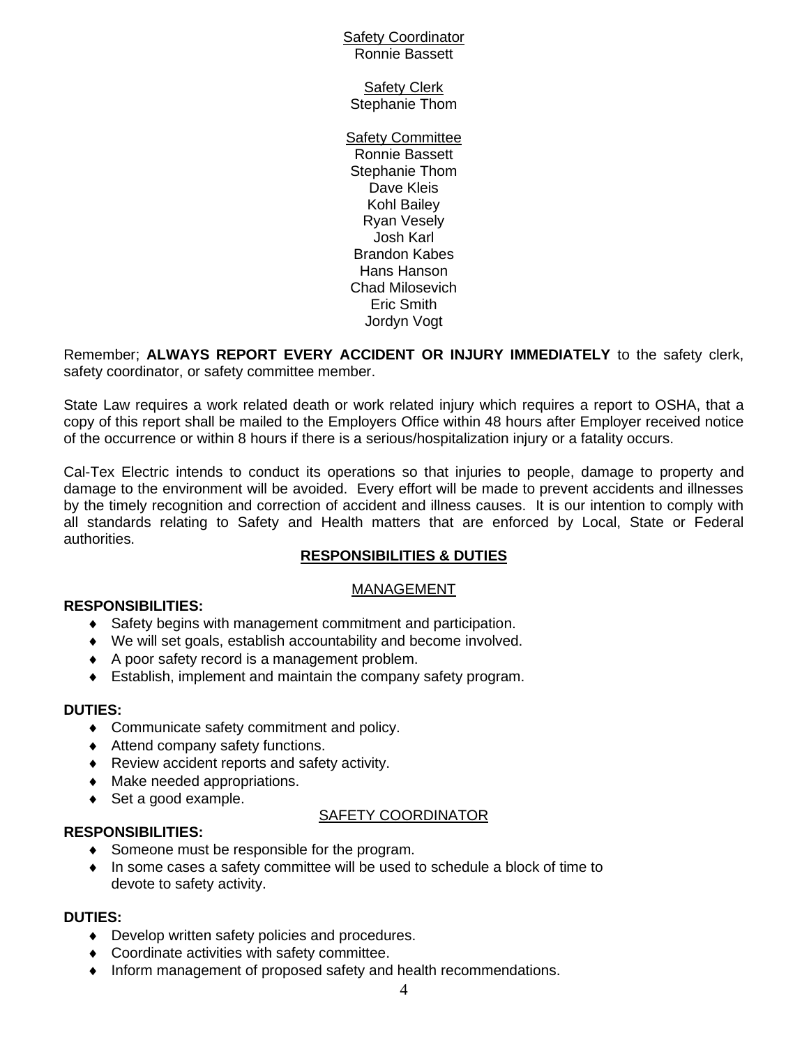<u>Safety Coordinator</u>
Ronnie Bassett

<u>Safety Clerk</u>
Stephanie Thom

<u>Safety Committee</u>
Ronnie Bassett
Stephanie Thom
Dave Kleis
Kohl Bailey
Ryan Vesely
Josh Karl
Brandon Kabes
Hans Hanson
Chad Milosevich
Eric Smith
Jordyn Vogt

Remember; **ALWAYS REPORT EVERY ACCIDENT OR INJURY IMMEDIATELY** to the safety clerk, safety coordinator, or safety committee member.

State Law requires a work related death or work related injury which requires a report to OSHA, that a copy of this report shall be mailed to the Employers Office within 48 hours after Employer received notice of the occurrence or within 8 hours if there is a serious/hospitalization injury or a fatality occurs.

Cal-Tex Electric intends to conduct its operations so that injuries to people, damage to property and damage to the environment will be avoided. Every effort will be made to prevent accidents and illnesses by the timely recognition and correction of accident and illness causes. It is our intention to comply with all standards relating to Safety and Health matters that are enforced by Local, State or Federal authorities.

## RESPONSIBILITIES & DUTIES

### MANAGEMENT

**RESPONSIBILITIES:**

- Safety begins with management commitment and participation.
- We will set goals, establish accountability and become involved.
- A poor safety record is a management problem.
- Establish, implement and maintain the company safety program.

**DUTIES:**

- Communicate safety commitment and policy.
- Attend company safety functions.
- Review accident reports and safety activity.
- Make needed appropriations.
- Set a good example.

### SAFETY COORDINATOR

**RESPONSIBILITIES:**

- Someone must be responsible for the program.
- In some cases a safety committee will be used to schedule a block of time to devote to safety activity.

**DUTIES:**

- Develop written safety policies and procedures.
- Coordinate activities with safety committee.
- Inform management of proposed safety and health recommendations.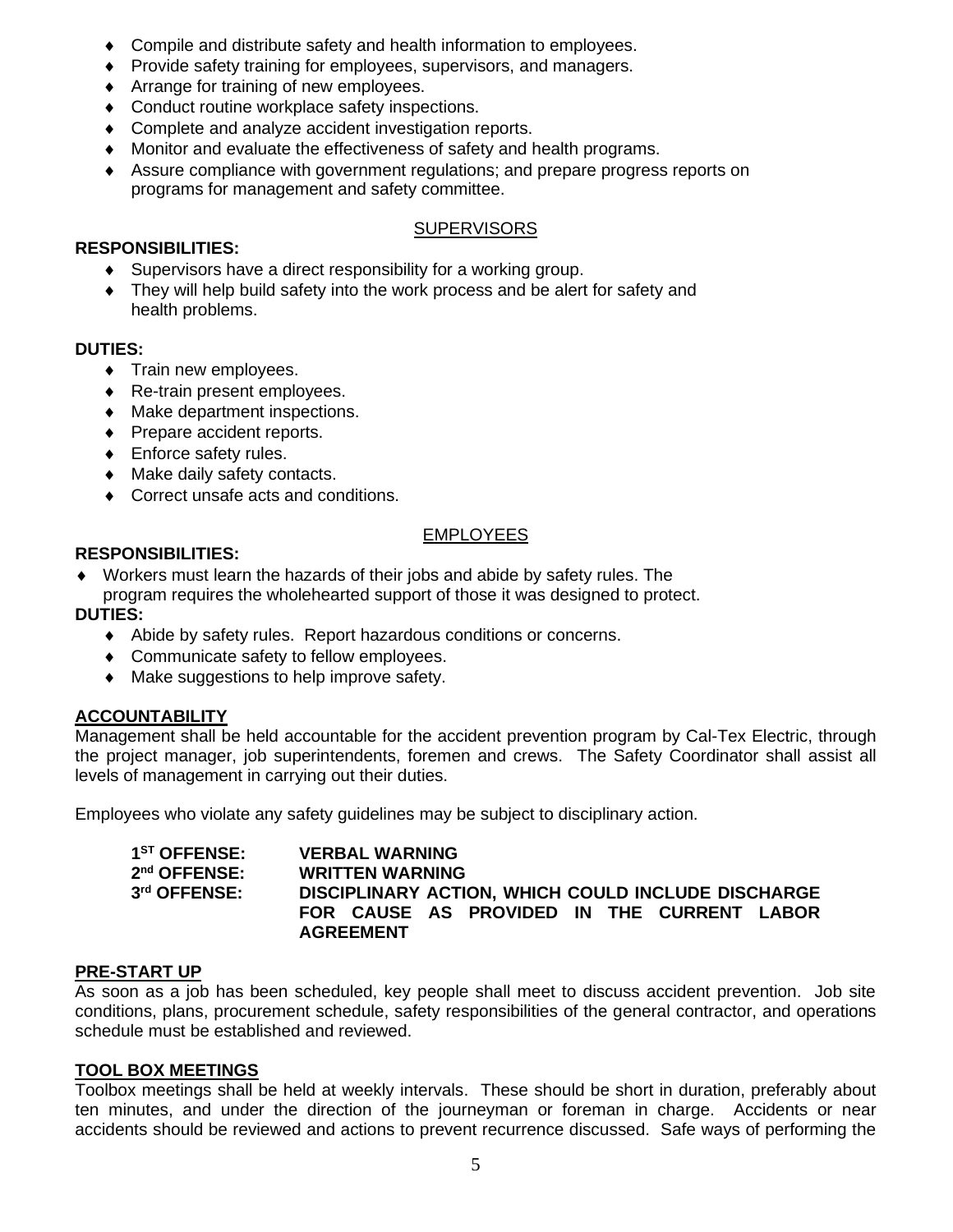- Compile and distribute safety and health information to employees.
- Provide safety training for employees, supervisors, and managers.
- Arrange for training of new employees.
- Conduct routine workplace safety inspections.
- Complete and analyze accident investigation reports.
- Monitor and evaluate the effectiveness of safety and health programs.
- Assure compliance with government regulations; and prepare progress reports on programs for management and safety committee.

<u>SUPERVISORS</u>

**RESPONSIBILITIES:**

- Supervisors have a direct responsibility for a working group.
- They will help build safety into the work process and be alert for safety and health problems.

**DUTIES:**

- Train new employees.
- Re-train present employees.
- Make department inspections.
- Prepare accident reports.
- Enforce safety rules.
- Make daily safety contacts.
- Correct unsafe acts and conditions.

<u>EMPLOYEES</u>

**RESPONSIBILITIES:**

- Workers must learn the hazards of their jobs and abide by safety rules. The program requires the wholehearted support of those it was designed to protect.

**DUTIES:**

- Abide by safety rules. Report hazardous conditions or concerns.
- Communicate safety to fellow employees.
- Make suggestions to help improve safety.

**<u>ACCOUNTABILITY</u>**

Management shall be held accountable for the accident prevention program by Cal-Tex Electric, through the project manager, job superintendents, foremen and crews. The Safety Coordinator shall assist all levels of management in carrying out their duties.

Employees who violate any safety guidelines may be subject to disciplinary action.

| | |
|---|---|
| **1ST OFFENSE:** | **VERBAL WARNING** |
| **2nd OFFENSE:** | **WRITTEN WARNING** |
| **3rd OFFENSE:** | **DISCIPLINARY ACTION, WHICH COULD INCLUDE DISCHARGE FOR CAUSE AS PROVIDED IN THE CURRENT LABOR AGREEMENT** |

**<u>PRE-START UP</u>**

As soon as a job has been scheduled, key people shall meet to discuss accident prevention. Job site conditions, plans, procurement schedule, safety responsibilities of the general contractor, and operations schedule must be established and reviewed.

**<u>TOOL BOX MEETINGS</u>**

Toolbox meetings shall be held at weekly intervals. These should be short in duration, preferably about ten minutes, and under the direction of the journeyman or foreman in charge. Accidents or near accidents should be reviewed and actions to prevent recurrence discussed. Safe ways of performing the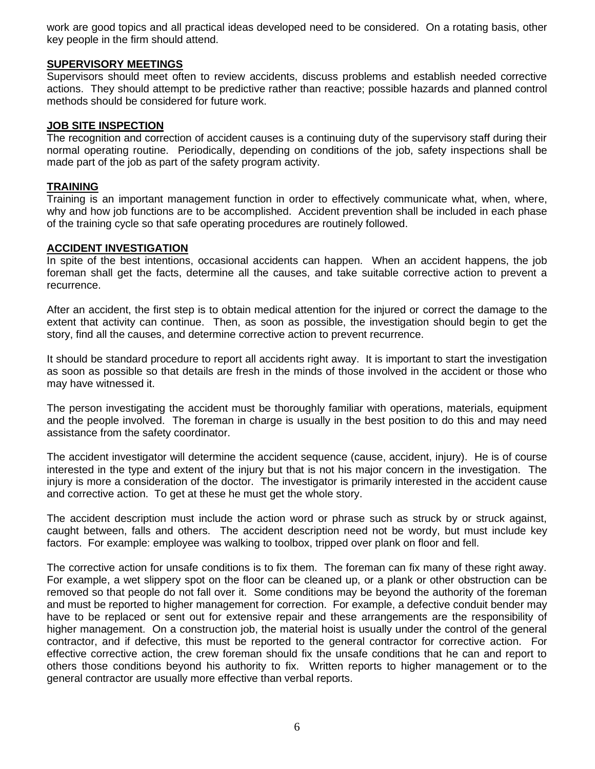work are good topics and all practical ideas developed need to be considered. On a rotating basis, other key people in the firm should attend.

## SUPERVISORY MEETINGS

Supervisors should meet often to review accidents, discuss problems and establish needed corrective actions. They should attempt to be predictive rather than reactive; possible hazards and planned control methods should be considered for future work.

## JOB SITE INSPECTION

The recognition and correction of accident causes is a continuing duty of the supervisory staff during their normal operating routine. Periodically, depending on conditions of the job, safety inspections shall be made part of the job as part of the safety program activity.

## TRAINING

Training is an important management function in order to effectively communicate what, when, where, why and how job functions are to be accomplished. Accident prevention shall be included in each phase of the training cycle so that safe operating procedures are routinely followed.

## ACCIDENT INVESTIGATION

In spite of the best intentions, occasional accidents can happen. When an accident happens, the job foreman shall get the facts, determine all the causes, and take suitable corrective action to prevent a recurrence.

After an accident, the first step is to obtain medical attention for the injured or correct the damage to the extent that activity can continue. Then, as soon as possible, the investigation should begin to get the story, find all the causes, and determine corrective action to prevent recurrence.

It should be standard procedure to report all accidents right away. It is important to start the investigation as soon as possible so that details are fresh in the minds of those involved in the accident or those who may have witnessed it.

The person investigating the accident must be thoroughly familiar with operations, materials, equipment and the people involved. The foreman in charge is usually in the best position to do this and may need assistance from the safety coordinator.

The accident investigator will determine the accident sequence (cause, accident, injury). He is of course interested in the type and extent of the injury but that is not his major concern in the investigation. The injury is more a consideration of the doctor. The investigator is primarily interested in the accident cause and corrective action. To get at these he must get the whole story.

The accident description must include the action word or phrase such as struck by or struck against, caught between, falls and others. The accident description need not be wordy, but must include key factors. For example: employee was walking to toolbox, tripped over plank on floor and fell.

The corrective action for unsafe conditions is to fix them. The foreman can fix many of these right away. For example, a wet slippery spot on the floor can be cleaned up, or a plank or other obstruction can be removed so that people do not fall over it. Some conditions may be beyond the authority of the foreman and must be reported to higher management for correction. For example, a defective conduit bender may have to be replaced or sent out for extensive repair and these arrangements are the responsibility of higher management. On a construction job, the material hoist is usually under the control of the general contractor, and if defective, this must be reported to the general contractor for corrective action. For effective corrective action, the crew foreman should fix the unsafe conditions that he can and report to others those conditions beyond his authority to fix. Written reports to higher management or to the general contractor are usually more effective than verbal reports.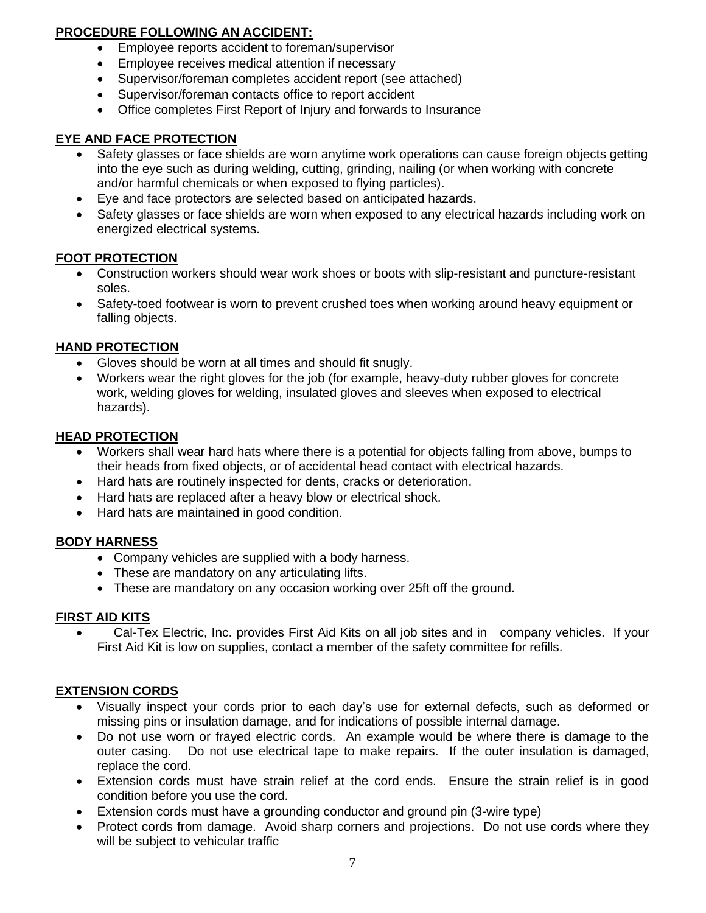**PROCEDURE FOLLOWING AN ACCIDENT:**

- Employee reports accident to foreman/supervisor
- Employee receives medical attention if necessary
- Supervisor/foreman completes accident report (see attached)
- Supervisor/foreman contacts office to report accident
- Office completes First Report of Injury and forwards to Insurance

**EYE AND FACE PROTECTION**

- Safety glasses or face shields are worn anytime work operations can cause foreign objects getting into the eye such as during welding, cutting, grinding, nailing (or when working with concrete and/or harmful chemicals or when exposed to flying particles).
- Eye and face protectors are selected based on anticipated hazards.
- Safety glasses or face shields are worn when exposed to any electrical hazards including work on energized electrical systems.

**FOOT PROTECTION**

- Construction workers should wear work shoes or boots with slip-resistant and puncture-resistant soles.
- Safety-toed footwear is worn to prevent crushed toes when working around heavy equipment or falling objects.

**HAND PROTECTION**

- Gloves should be worn at all times and should fit snugly.
- Workers wear the right gloves for the job (for example, heavy-duty rubber gloves for concrete work, welding gloves for welding, insulated gloves and sleeves when exposed to electrical hazards).

**HEAD PROTECTION**

- Workers shall wear hard hats where there is a potential for objects falling from above, bumps to their heads from fixed objects, or of accidental head contact with electrical hazards.
- Hard hats are routinely inspected for dents, cracks or deterioration.
- Hard hats are replaced after a heavy blow or electrical shock.
- Hard hats are maintained in good condition.

**BODY HARNESS**

- Company vehicles are supplied with a body harness.
- These are mandatory on any articulating lifts.
- These are mandatory on any occasion working over 25ft off the ground.

**FIRST AID KITS**

- Cal-Tex Electric, Inc. provides First Aid Kits on all job sites and in company vehicles. If your First Aid Kit is low on supplies, contact a member of the safety committee for refills.

**EXTENSION CORDS**

- Visually inspect your cords prior to each day's use for external defects, such as deformed or missing pins or insulation damage, and for indications of possible internal damage.
- Do not use worn or frayed electric cords. An example would be where there is damage to the outer casing. Do not use electrical tape to make repairs. If the outer insulation is damaged, replace the cord.
- Extension cords must have strain relief at the cord ends. Ensure the strain relief is in good condition before you use the cord.
- Extension cords must have a grounding conductor and ground pin (3-wire type)
- Protect cords from damage. Avoid sharp corners and projections. Do not use cords where they will be subject to vehicular traffic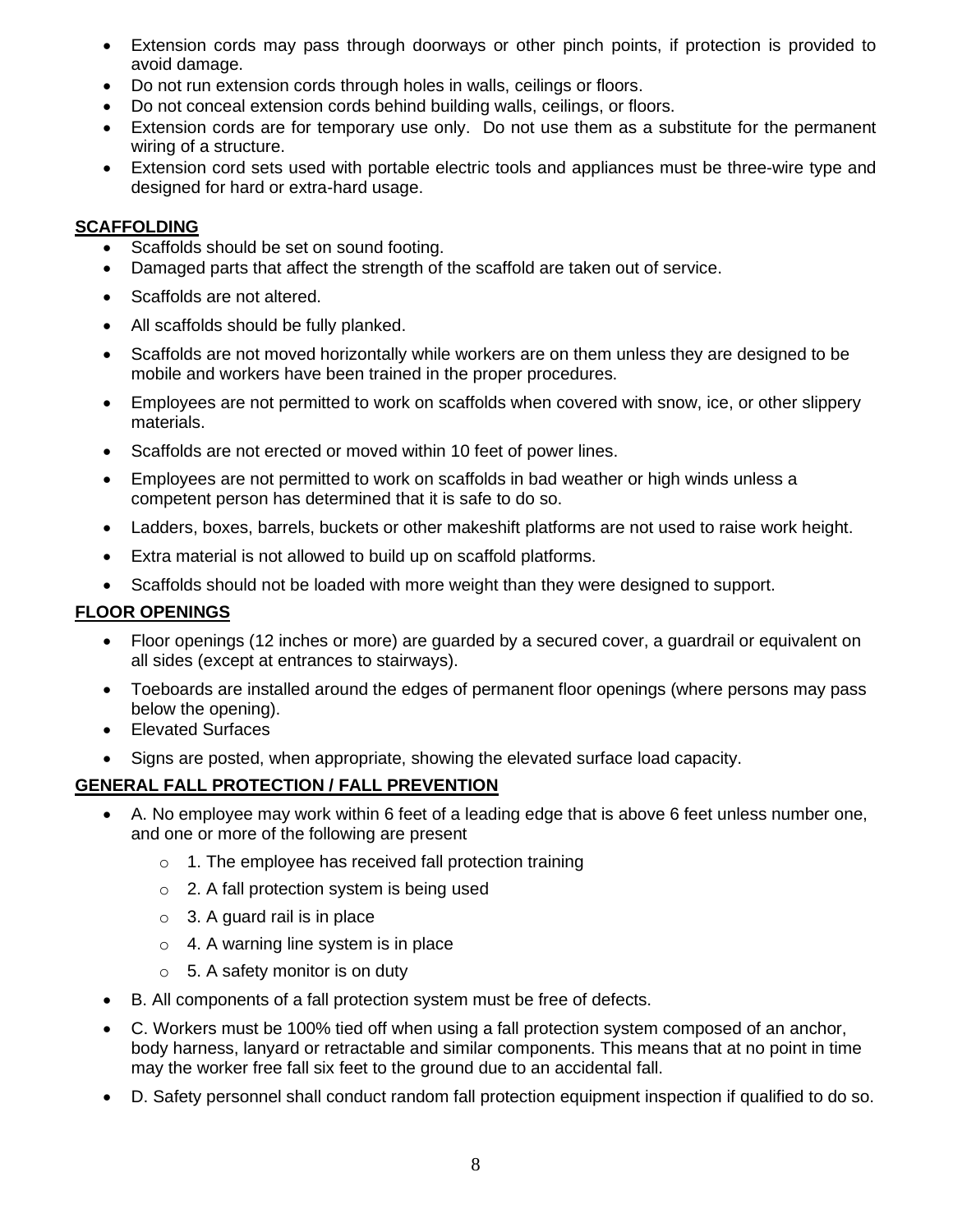- Extension cords may pass through doorways or other pinch points, if protection is provided to avoid damage.
- Do not run extension cords through holes in walls, ceilings or floors.
- Do not conceal extension cords behind building walls, ceilings, or floors.
- Extension cords are for temporary use only.  Do not use them as a substitute for the permanent wiring of a structure.
- Extension cord sets used with portable electric tools and appliances must be three-wire type and designed for hard or extra-hard usage.

## SCAFFOLDING

- Scaffolds should be set on sound footing.
- Damaged parts that affect the strength of the scaffold are taken out of service.
- Scaffolds are not altered.
- All scaffolds should be fully planked.
- Scaffolds are not moved horizontally while workers are on them unless they are designed to be mobile and workers have been trained in the proper procedures.
- Employees are not permitted to work on scaffolds when covered with snow, ice, or other slippery materials.
- Scaffolds are not erected or moved within 10 feet of power lines.
- Employees are not permitted to work on scaffolds in bad weather or high winds unless a competent person has determined that it is safe to do so.
- Ladders, boxes, barrels, buckets or other makeshift platforms are not used to raise work height.
- Extra material is not allowed to build up on scaffold platforms.
- Scaffolds should not be loaded with more weight than they were designed to support.

## FLOOR OPENINGS

- Floor openings (12 inches or more) are guarded by a secured cover, a guardrail or equivalent on all sides (except at entrances to stairways).
- Toeboards are installed around the edges of permanent floor openings (where persons may pass below the opening).
- Elevated Surfaces
- Signs are posted, when appropriate, showing the elevated surface load capacity.

## GENERAL FALL PROTECTION / FALL PREVENTION

- A. No employee may work within 6 feet of a leading edge that is above 6 feet unless number one, and one or more of the following are present
  - 1. The employee has received fall protection training
  - 2. A fall protection system is being used
  - 3. A guard rail is in place
  - 4. A warning line system is in place
  - 5. A safety monitor is on duty
- B. All components of a fall protection system must be free of defects.
- C. Workers must be 100% tied off when using a fall protection system composed of an anchor, body harness, lanyard or retractable and similar components. This means that at no point in time may the worker free fall six feet to the ground due to an accidental fall.
- D. Safety personnel shall conduct random fall protection equipment inspection if qualified to do so.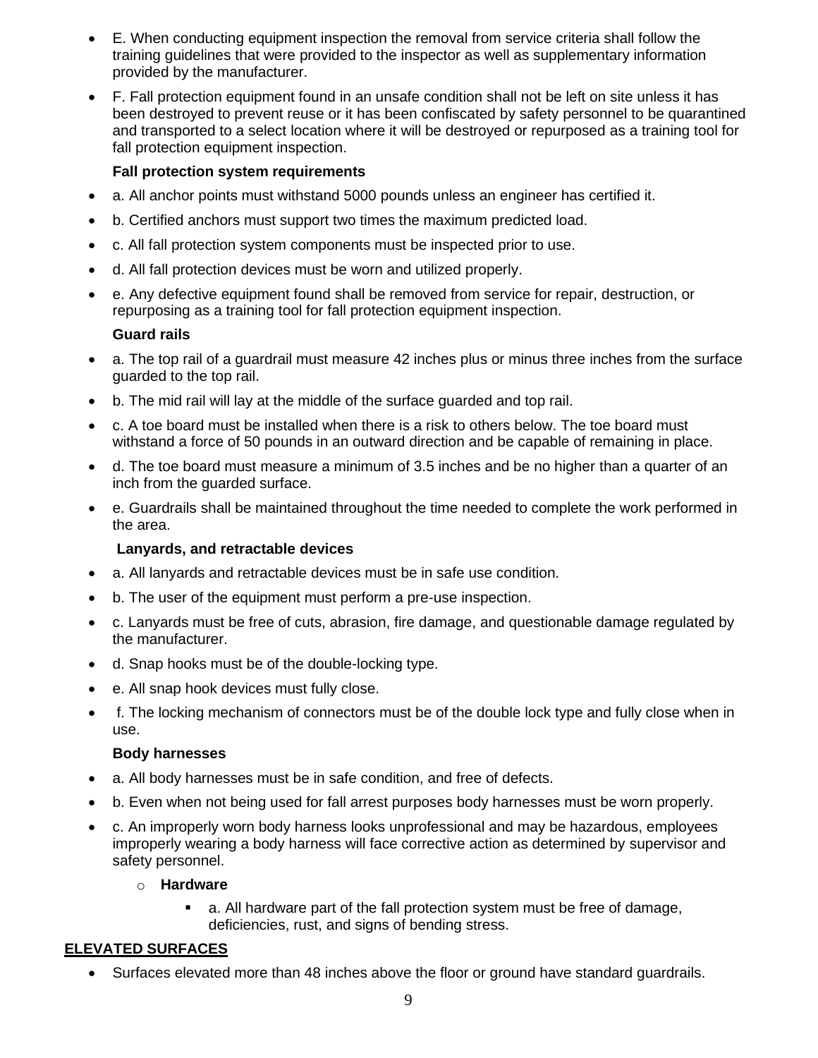- E. When conducting equipment inspection the removal from service criteria shall follow the training guidelines that were provided to the inspector as well as supplementary information provided by the manufacturer.
- F. Fall protection equipment found in an unsafe condition shall not be left on site unless it has been destroyed to prevent reuse or it has been confiscated by safety personnel to be quarantined and transported to a select location where it will be destroyed or repurposed as a training tool for fall protection equipment inspection.

**Fall protection system requirements**

- a. All anchor points must withstand 5000 pounds unless an engineer has certified it.
- b. Certified anchors must support two times the maximum predicted load.
- c. All fall protection system components must be inspected prior to use.
- d. All fall protection devices must be worn and utilized properly.
- e. Any defective equipment found shall be removed from service for repair, destruction, or repurposing as a training tool for fall protection equipment inspection.

**Guard rails**

- a. The top rail of a guardrail must measure 42 inches plus or minus three inches from the surface guarded to the top rail.
- b. The mid rail will lay at the middle of the surface guarded and top rail.
- c. A toe board must be installed when there is a risk to others below. The toe board must withstand a force of 50 pounds in an outward direction and be capable of remaining in place.
- d. The toe board must measure a minimum of 3.5 inches and be no higher than a quarter of an inch from the guarded surface.
- e. Guardrails shall be maintained throughout the time needed to complete the work performed in the area.

**Lanyards, and retractable devices**

- a. All lanyards and retractable devices must be in safe use condition.
- b. The user of the equipment must perform a pre-use inspection.
- c. Lanyards must be free of cuts, abrasion, fire damage, and questionable damage regulated by the manufacturer.
- d. Snap hooks must be of the double-locking type.
- e. All snap hook devices must fully close.
- f. The locking mechanism of connectors must be of the double lock type and fully close when in use.

**Body harnesses**

- a. All body harnesses must be in safe condition, and free of defects.
- b. Even when not being used for fall arrest purposes body harnesses must be worn properly.
- c. An improperly worn body harness looks unprofessional and may be hazardous, employees improperly wearing a body harness will face corrective action as determined by supervisor and safety personnel.
  - **Hardware**
    - a. All hardware part of the fall protection system must be free of damage, deficiencies, rust, and signs of bending stress.

## <u>ELEVATED SURFACES</u>

- Surfaces elevated more than 48 inches above the floor or ground have standard guardrails.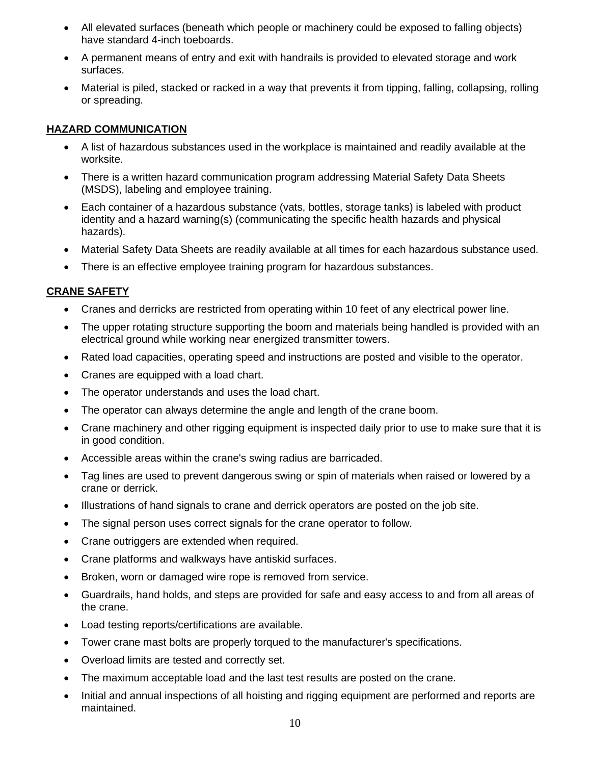- All elevated surfaces (beneath which people or machinery could be exposed to falling objects) have standard 4-inch toeboards.
- A permanent means of entry and exit with handrails is provided to elevated storage and work surfaces.
- Material is piled, stacked or racked in a way that prevents it from tipping, falling, collapsing, rolling or spreading.

## HAZARD COMMUNICATION

- A list of hazardous substances used in the workplace is maintained and readily available at the worksite.
- There is a written hazard communication program addressing Material Safety Data Sheets (MSDS), labeling and employee training.
- Each container of a hazardous substance (vats, bottles, storage tanks) is labeled with product identity and a hazard warning(s) (communicating the specific health hazards and physical hazards).
- Material Safety Data Sheets are readily available at all times for each hazardous substance used.
- There is an effective employee training program for hazardous substances.

## CRANE SAFETY

- Cranes and derricks are restricted from operating within 10 feet of any electrical power line.
- The upper rotating structure supporting the boom and materials being handled is provided with an electrical ground while working near energized transmitter towers.
- Rated load capacities, operating speed and instructions are posted and visible to the operator.
- Cranes are equipped with a load chart.
- The operator understands and uses the load chart.
- The operator can always determine the angle and length of the crane boom.
- Crane machinery and other rigging equipment is inspected daily prior to use to make sure that it is in good condition.
- Accessible areas within the crane's swing radius are barricaded.
- Tag lines are used to prevent dangerous swing or spin of materials when raised or lowered by a crane or derrick.
- Illustrations of hand signals to crane and derrick operators are posted on the job site.
- The signal person uses correct signals for the crane operator to follow.
- Crane outriggers are extended when required.
- Crane platforms and walkways have antiskid surfaces.
- Broken, worn or damaged wire rope is removed from service.
- Guardrails, hand holds, and steps are provided for safe and easy access to and from all areas of the crane.
- Load testing reports/certifications are available.
- Tower crane mast bolts are properly torqued to the manufacturer's specifications.
- Overload limits are tested and correctly set.
- The maximum acceptable load and the last test results are posted on the crane.
- Initial and annual inspections of all hoisting and rigging equipment are performed and reports are maintained.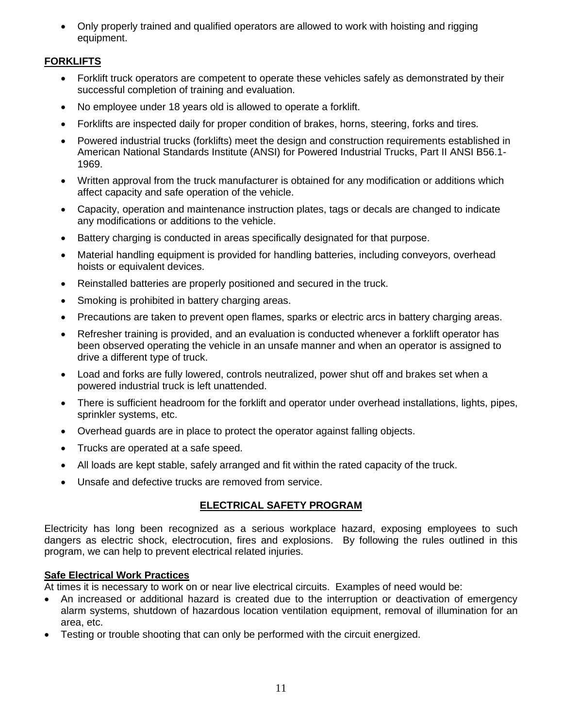- Only properly trained and qualified operators are allowed to work with hoisting and rigging equipment.

## FORKLIFTS

- Forklift truck operators are competent to operate these vehicles safely as demonstrated by their successful completion of training and evaluation.
- No employee under 18 years old is allowed to operate a forklift.
- Forklifts are inspected daily for proper condition of brakes, horns, steering, forks and tires.
- Powered industrial trucks (forklifts) meet the design and construction requirements established in American National Standards Institute (ANSI) for Powered Industrial Trucks, Part II ANSI B56.1-1969.
- Written approval from the truck manufacturer is obtained for any modification or additions which affect capacity and safe operation of the vehicle.
- Capacity, operation and maintenance instruction plates, tags or decals are changed to indicate any modifications or additions to the vehicle.
- Battery charging is conducted in areas specifically designated for that purpose.
- Material handling equipment is provided for handling batteries, including conveyors, overhead hoists or equivalent devices.
- Reinstalled batteries are properly positioned and secured in the truck.
- Smoking is prohibited in battery charging areas.
- Precautions are taken to prevent open flames, sparks or electric arcs in battery charging areas.
- Refresher training is provided, and an evaluation is conducted whenever a forklift operator has been observed operating the vehicle in an unsafe manner and when an operator is assigned to drive a different type of truck.
- Load and forks are fully lowered, controls neutralized, power shut off and brakes set when a powered industrial truck is left unattended.
- There is sufficient headroom for the forklift and operator under overhead installations, lights, pipes, sprinkler systems, etc.
- Overhead guards are in place to protect the operator against falling objects.
- Trucks are operated at a safe speed.
- All loads are kept stable, safely arranged and fit within the rated capacity of the truck.
- Unsafe and defective trucks are removed from service.

# ELECTRICAL SAFETY PROGRAM

Electricity has long been recognized as a serious workplace hazard, exposing employees to such dangers as electric shock, electrocution, fires and explosions. By following the rules outlined in this program, we can help to prevent electrical related injuries.

## Safe Electrical Work Practices

At times it is necessary to work on or near live electrical circuits. Examples of need would be:

- An increased or additional hazard is created due to the interruption or deactivation of emergency alarm systems, shutdown of hazardous location ventilation equipment, removal of illumination for an area, etc.
- Testing or trouble shooting that can only be performed with the circuit energized.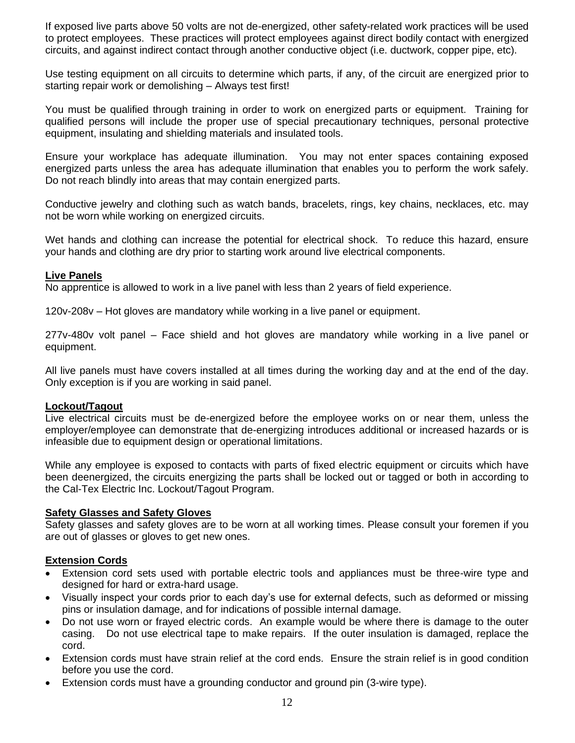If exposed live parts above 50 volts are not de-energized, other safety-related work practices will be used to protect employees. These practices will protect employees against direct bodily contact with energized circuits, and against indirect contact through another conductive object (i.e. ductwork, copper pipe, etc).

Use testing equipment on all circuits to determine which parts, if any, of the circuit are energized prior to starting repair work or demolishing – Always test first!

You must be qualified through training in order to work on energized parts or equipment. Training for qualified persons will include the proper use of special precautionary techniques, personal protective equipment, insulating and shielding materials and insulated tools.

Ensure your workplace has adequate illumination. You may not enter spaces containing exposed energized parts unless the area has adequate illumination that enables you to perform the work safely. Do not reach blindly into areas that may contain energized parts.

Conductive jewelry and clothing such as watch bands, bracelets, rings, key chains, necklaces, etc. may not be worn while working on energized circuits.

Wet hands and clothing can increase the potential for electrical shock. To reduce this hazard, ensure your hands and clothing are dry prior to starting work around live electrical components.

**Live Panels**

No apprentice is allowed to work in a live panel with less than 2 years of field experience.

120v-208v – Hot gloves are mandatory while working in a live panel or equipment.

277v-480v volt panel – Face shield and hot gloves are mandatory while working in a live panel or equipment.

All live panels must have covers installed at all times during the working day and at the end of the day. Only exception is if you are working in said panel.

**Lockout/Tagout**

Live electrical circuits must be de-energized before the employee works on or near them, unless the employer/employee can demonstrate that de-energizing introduces additional or increased hazards or is infeasible due to equipment design or operational limitations.

While any employee is exposed to contacts with parts of fixed electric equipment or circuits which have been deenergized, the circuits energizing the parts shall be locked out or tagged or both in according to the Cal-Tex Electric Inc. Lockout/Tagout Program.

**Safety Glasses and Safety Gloves**

Safety glasses and safety gloves are to be worn at all working times. Please consult your foremen if you are out of glasses or gloves to get new ones.

**Extension Cords**

- Extension cord sets used with portable electric tools and appliances must be three-wire type and designed for hard or extra-hard usage.
- Visually inspect your cords prior to each day's use for external defects, such as deformed or missing pins or insulation damage, and for indications of possible internal damage.
- Do not use worn or frayed electric cords. An example would be where there is damage to the outer casing. Do not use electrical tape to make repairs. If the outer insulation is damaged, replace the cord.
- Extension cords must have strain relief at the cord ends. Ensure the strain relief is in good condition before you use the cord.
- Extension cords must have a grounding conductor and ground pin (3-wire type).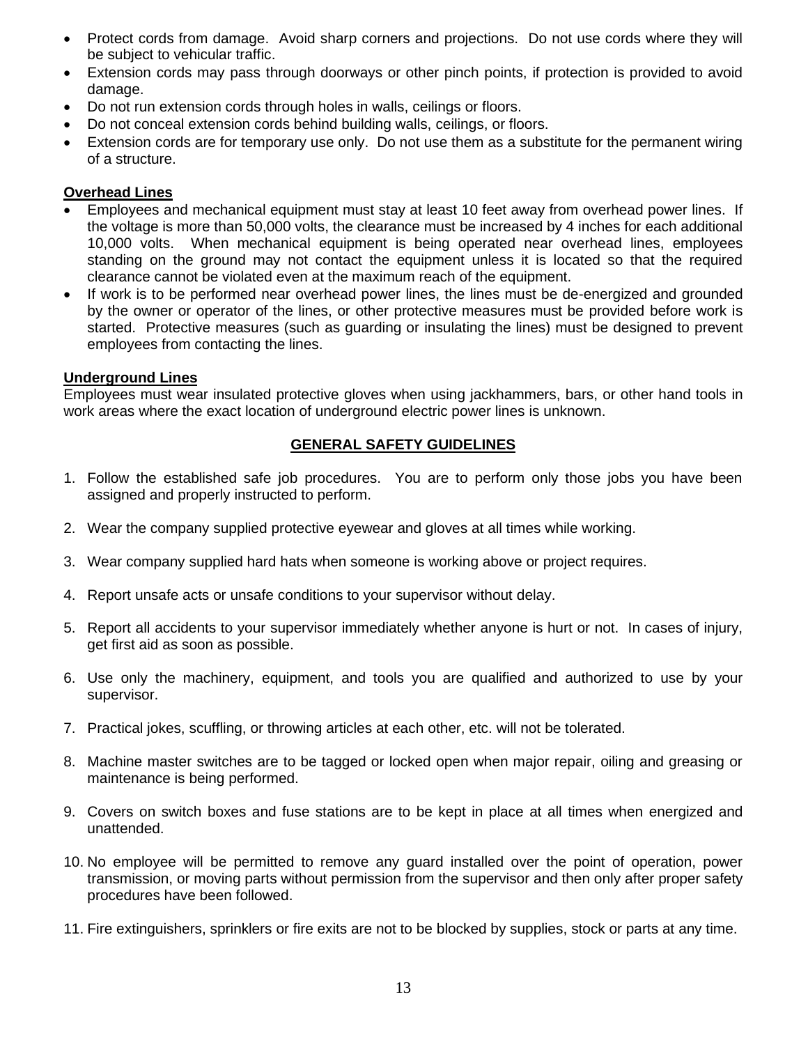- Protect cords from damage. Avoid sharp corners and projections. Do not use cords where they will be subject to vehicular traffic.
- Extension cords may pass through doorways or other pinch points, if protection is provided to avoid damage.
- Do not run extension cords through holes in walls, ceilings or floors.
- Do not conceal extension cords behind building walls, ceilings, or floors.
- Extension cords are for temporary use only. Do not use them as a substitute for the permanent wiring of a structure.

**Overhead Lines**

- Employees and mechanical equipment must stay at least 10 feet away from overhead power lines. If the voltage is more than 50,000 volts, the clearance must be increased by 4 inches for each additional 10,000 volts. When mechanical equipment is being operated near overhead lines, employees standing on the ground may not contact the equipment unless it is located so that the required clearance cannot be violated even at the maximum reach of the equipment.
- If work is to be performed near overhead power lines, the lines must be de-energized and grounded by the owner or operator of the lines, or other protective measures must be provided before work is started. Protective measures (such as guarding or insulating the lines) must be designed to prevent employees from contacting the lines.

**Underground Lines**

Employees must wear insulated protective gloves when using jackhammers, bars, or other hand tools in work areas where the exact location of underground electric power lines is unknown.

## GENERAL SAFETY GUIDELINES

1. Follow the established safe job procedures. You are to perform only those jobs you have been assigned and properly instructed to perform.

2. Wear the company supplied protective eyewear and gloves at all times while working.

3. Wear company supplied hard hats when someone is working above or project requires.

4. Report unsafe acts or unsafe conditions to your supervisor without delay.

5. Report all accidents to your supervisor immediately whether anyone is hurt or not. In cases of injury, get first aid as soon as possible.

6. Use only the machinery, equipment, and tools you are qualified and authorized to use by your supervisor.

7. Practical jokes, scuffling, or throwing articles at each other, etc. will not be tolerated.

8. Machine master switches are to be tagged or locked open when major repair, oiling and greasing or maintenance is being performed.

9. Covers on switch boxes and fuse stations are to be kept in place at all times when energized and unattended.

10. No employee will be permitted to remove any guard installed over the point of operation, power transmission, or moving parts without permission from the supervisor and then only after proper safety procedures have been followed.

11. Fire extinguishers, sprinklers or fire exits are not to be blocked by supplies, stock or parts at any time.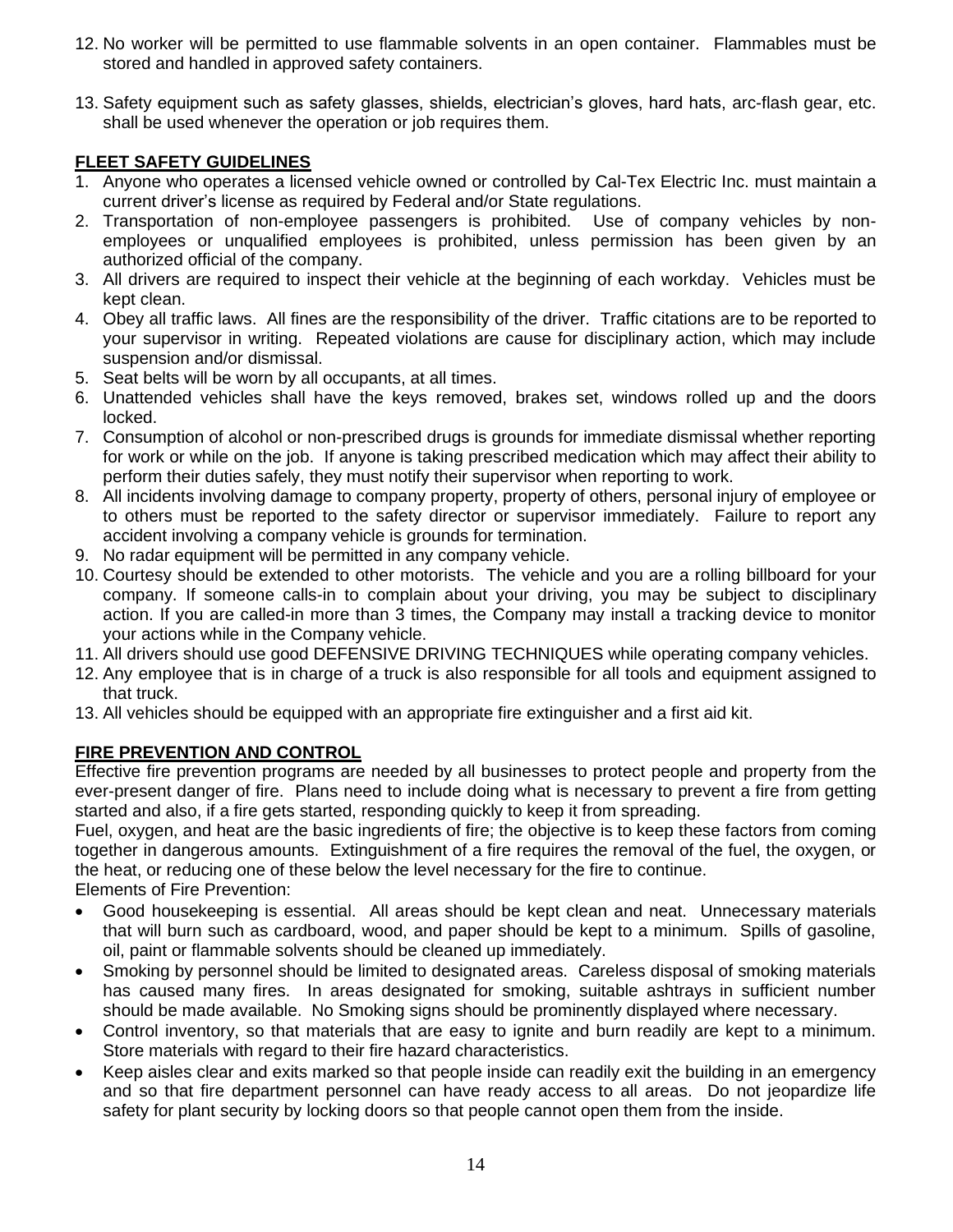12. No worker will be permitted to use flammable solvents in an open container. Flammables must be stored and handled in approved safety containers.

13. Safety equipment such as safety glasses, shields, electrician's gloves, hard hats, arc-flash gear, etc. shall be used whenever the operation or job requires them.

## FLEET SAFETY GUIDELINES

1. Anyone who operates a licensed vehicle owned or controlled by Cal-Tex Electric Inc. must maintain a current driver's license as required by Federal and/or State regulations.
2. Transportation of non-employee passengers is prohibited. Use of company vehicles by non-employees or unqualified employees is prohibited, unless permission has been given by an authorized official of the company.
3. All drivers are required to inspect their vehicle at the beginning of each workday. Vehicles must be kept clean.
4. Obey all traffic laws. All fines are the responsibility of the driver. Traffic citations are to be reported to your supervisor in writing. Repeated violations are cause for disciplinary action, which may include suspension and/or dismissal.
5. Seat belts will be worn by all occupants, at all times.
6. Unattended vehicles shall have the keys removed, brakes set, windows rolled up and the doors locked.
7. Consumption of alcohol or non-prescribed drugs is grounds for immediate dismissal whether reporting for work or while on the job. If anyone is taking prescribed medication which may affect their ability to perform their duties safely, they must notify their supervisor when reporting to work.
8. All incidents involving damage to company property, property of others, personal injury of employee or to others must be reported to the safety director or supervisor immediately. Failure to report any accident involving a company vehicle is grounds for termination.
9. No radar equipment will be permitted in any company vehicle.
10. Courtesy should be extended to other motorists. The vehicle and you are a rolling billboard for your company. If someone calls-in to complain about your driving, you may be subject to disciplinary action. If you are called-in more than 3 times, the Company may install a tracking device to monitor your actions while in the Company vehicle.
11. All drivers should use good DEFENSIVE DRIVING TECHNIQUES while operating company vehicles.
12. Any employee that is in charge of a truck is also responsible for all tools and equipment assigned to that truck.
13. All vehicles should be equipped with an appropriate fire extinguisher and a first aid kit.

## FIRE PREVENTION AND CONTROL

Effective fire prevention programs are needed by all businesses to protect people and property from the ever-present danger of fire. Plans need to include doing what is necessary to prevent a fire from getting started and also, if a fire gets started, responding quickly to keep it from spreading.

Fuel, oxygen, and heat are the basic ingredients of fire; the objective is to keep these factors from coming together in dangerous amounts. Extinguishment of a fire requires the removal of the fuel, the oxygen, or the heat, or reducing one of these below the level necessary for the fire to continue.

Elements of Fire Prevention:

- Good housekeeping is essential. All areas should be kept clean and neat. Unnecessary materials that will burn such as cardboard, wood, and paper should be kept to a minimum. Spills of gasoline, oil, paint or flammable solvents should be cleaned up immediately.
- Smoking by personnel should be limited to designated areas. Careless disposal of smoking materials has caused many fires. In areas designated for smoking, suitable ashtrays in sufficient number should be made available. No Smoking signs should be prominently displayed where necessary.
- Control inventory, so that materials that are easy to ignite and burn readily are kept to a minimum. Store materials with regard to their fire hazard characteristics.
- Keep aisles clear and exits marked so that people inside can readily exit the building in an emergency and so that fire department personnel can have ready access to all areas. Do not jeopardize life safety for plant security by locking doors so that people cannot open them from the inside.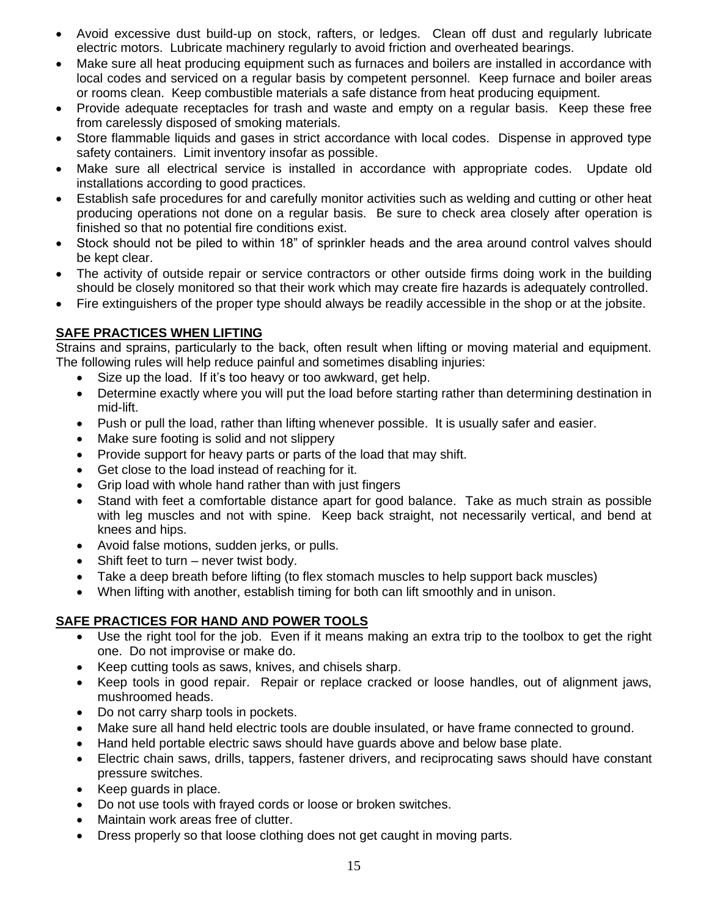- Avoid excessive dust build-up on stock, rafters, or ledges. Clean off dust and regularly lubricate electric motors. Lubricate machinery regularly to avoid friction and overheated bearings.
- Make sure all heat producing equipment such as furnaces and boilers are installed in accordance with local codes and serviced on a regular basis by competent personnel. Keep furnace and boiler areas or rooms clean. Keep combustible materials a safe distance from heat producing equipment.
- Provide adequate receptacles for trash and waste and empty on a regular basis. Keep these free from carelessly disposed of smoking materials.
- Store flammable liquids and gases in strict accordance with local codes. Dispense in approved type safety containers. Limit inventory insofar as possible.
- Make sure all electrical service is installed in accordance with appropriate codes. Update old installations according to good practices.
- Establish safe procedures for and carefully monitor activities such as welding and cutting or other heat producing operations not done on a regular basis. Be sure to check area closely after operation is finished so that no potential fire conditions exist.
- Stock should not be piled to within 18" of sprinkler heads and the area around control valves should be kept clear.
- The activity of outside repair or service contractors or other outside firms doing work in the building should be closely monitored so that their work which may create fire hazards is adequately controlled.
- Fire extinguishers of the proper type should always be readily accessible in the shop or at the jobsite.

## SAFE PRACTICES WHEN LIFTING

Strains and sprains, particularly to the back, often result when lifting or moving material and equipment. The following rules will help reduce painful and sometimes disabling injuries:

- Size up the load. If it's too heavy or too awkward, get help.
- Determine exactly where you will put the load before starting rather than determining destination in mid-lift.
- Push or pull the load, rather than lifting whenever possible. It is usually safer and easier.
- Make sure footing is solid and not slippery
- Provide support for heavy parts or parts of the load that may shift.
- Get close to the load instead of reaching for it.
- Grip load with whole hand rather than with just fingers
- Stand with feet a comfortable distance apart for good balance. Take as much strain as possible with leg muscles and not with spine. Keep back straight, not necessarily vertical, and bend at knees and hips.
- Avoid false motions, sudden jerks, or pulls.
- Shift feet to turn – never twist body.
- Take a deep breath before lifting (to flex stomach muscles to help support back muscles)
- When lifting with another, establish timing for both can lift smoothly and in unison.

## SAFE PRACTICES FOR HAND AND POWER TOOLS

- Use the right tool for the job. Even if it means making an extra trip to the toolbox to get the right one. Do not improvise or make do.
- Keep cutting tools as saws, knives, and chisels sharp.
- Keep tools in good repair. Repair or replace cracked or loose handles, out of alignment jaws, mushroomed heads.
- Do not carry sharp tools in pockets.
- Make sure all hand held electric tools are double insulated, or have frame connected to ground.
- Hand held portable electric saws should have guards above and below base plate.
- Electric chain saws, drills, tappers, fastener drivers, and reciprocating saws should have constant pressure switches.
- Keep guards in place.
- Do not use tools with frayed cords or loose or broken switches.
- Maintain work areas free of clutter.
- Dress properly so that loose clothing does not get caught in moving parts.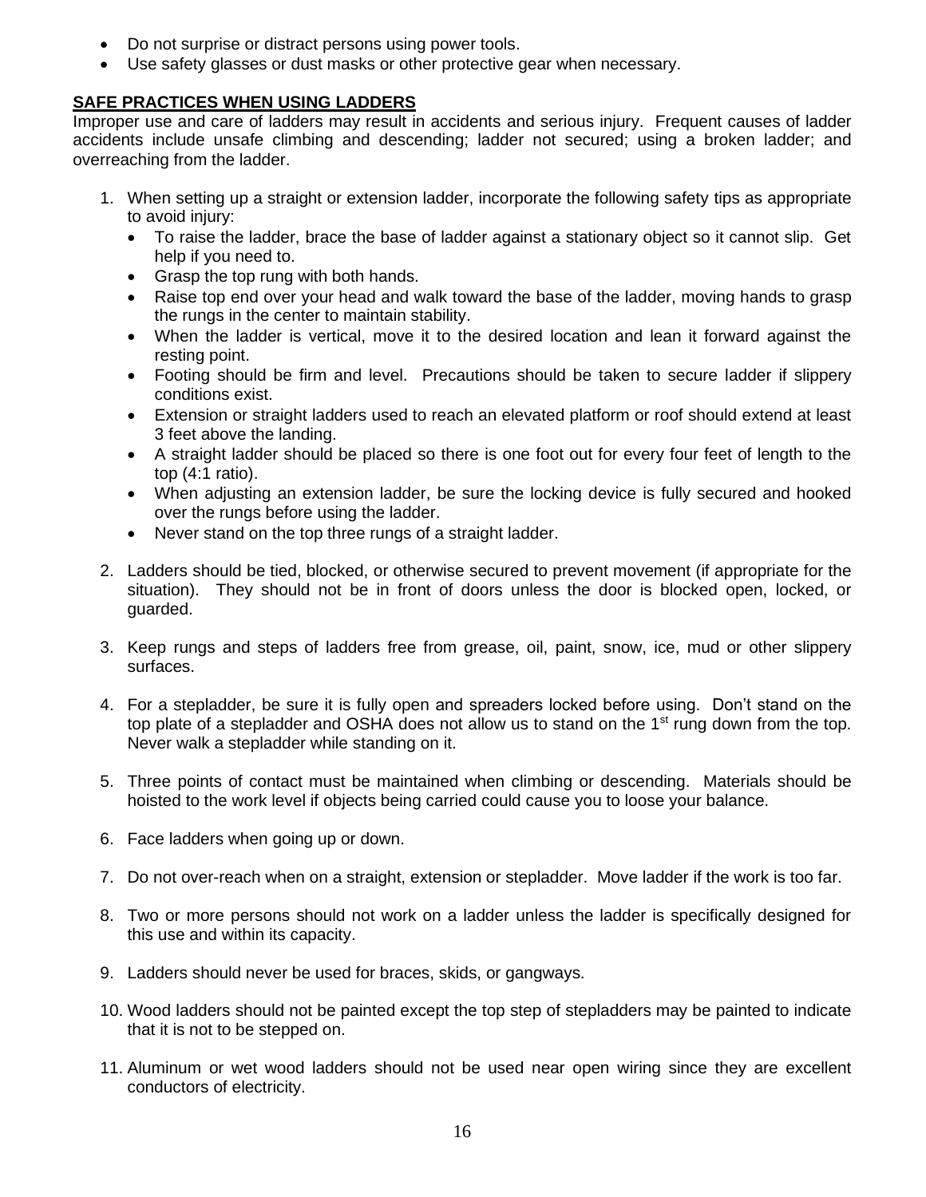- Do not surprise or distract persons using power tools.
- Use safety glasses or dust masks or other protective gear when necessary.

**SAFE PRACTICES WHEN USING LADDERS**

Improper use and care of ladders may result in accidents and serious injury. Frequent causes of ladder accidents include unsafe climbing and descending; ladder not secured; using a broken ladder; and overreaching from the ladder.

1. When setting up a straight or extension ladder, incorporate the following safety tips as appropriate to avoid injury:
   - To raise the ladder, brace the base of ladder against a stationary object so it cannot slip. Get help if you need to.
   - Grasp the top rung with both hands.
   - Raise top end over your head and walk toward the base of the ladder, moving hands to grasp the rungs in the center to maintain stability.
   - When the ladder is vertical, move it to the desired location and lean it forward against the resting point.
   - Footing should be firm and level. Precautions should be taken to secure ladder if slippery conditions exist.
   - Extension or straight ladders used to reach an elevated platform or roof should extend at least 3 feet above the landing.
   - A straight ladder should be placed so there is one foot out for every four feet of length to the top (4:1 ratio).
   - When adjusting an extension ladder, be sure the locking device is fully secured and hooked over the rungs before using the ladder.
   - Never stand on the top three rungs of a straight ladder.

2. Ladders should be tied, blocked, or otherwise secured to prevent movement (if appropriate for the situation). They should not be in front of doors unless the door is blocked open, locked, or guarded.

3. Keep rungs and steps of ladders free from grease, oil, paint, snow, ice, mud or other slippery surfaces.

4. For a stepladder, be sure it is fully open and spreaders locked before using. Don't stand on the top plate of a stepladder and OSHA does not allow us to stand on the 1st rung down from the top. Never walk a stepladder while standing on it.

5. Three points of contact must be maintained when climbing or descending. Materials should be hoisted to the work level if objects being carried could cause you to loose your balance.

6. Face ladders when going up or down.

7. Do not over-reach when on a straight, extension or stepladder. Move ladder if the work is too far.

8. Two or more persons should not work on a ladder unless the ladder is specifically designed for this use and within its capacity.

9. Ladders should never be used for braces, skids, or gangways.

10. Wood ladders should not be painted except the top step of stepladders may be painted to indicate that it is not to be stepped on.

11. Aluminum or wet wood ladders should not be used near open wiring since they are excellent conductors of electricity.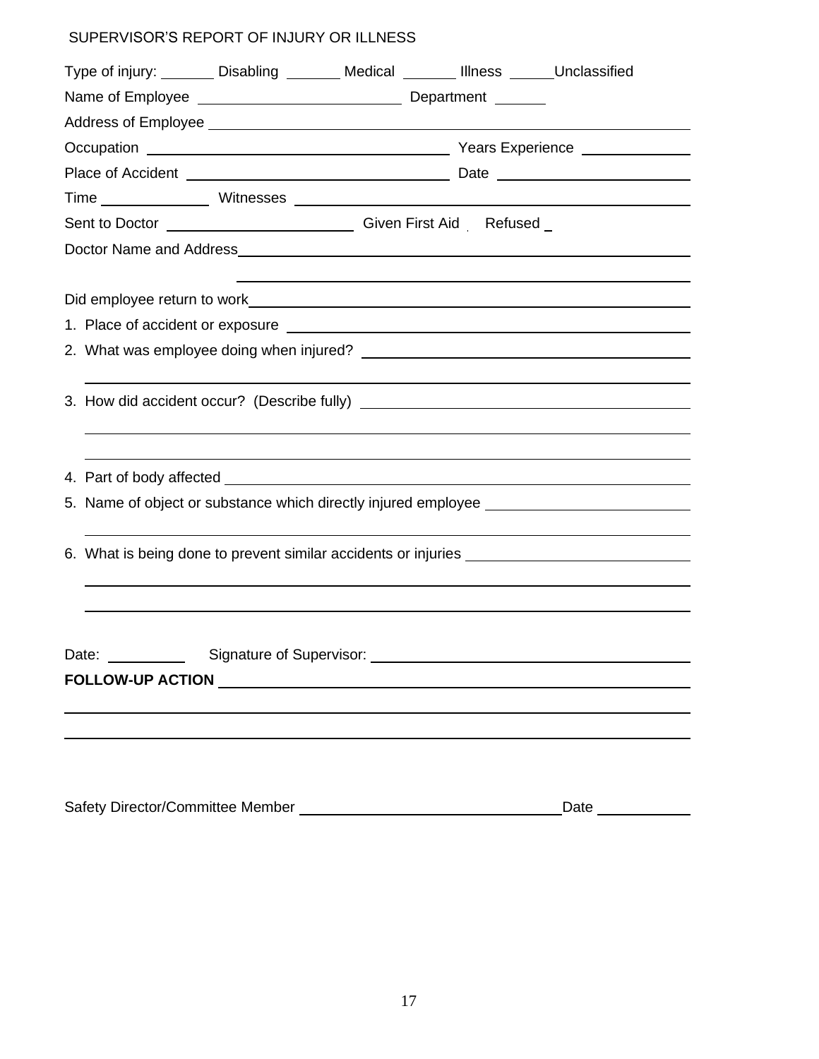SUPERVISOR'S REPORT OF INJURY OR ILLNESS

Type of injury: _______ Disabling _______ Medical _______ Illness ______Unclassified

Name of Employee _________________________ Department ______

Address of Employee ____________________________________________________________

Occupation ____________________________________ Years Experience ______________

Place of Accident ________________________________ Date ________________________

Time ______________ Witnesses __________________________________________________

Sent to Doctor _______________________ Given First Aid _ Refused _

Doctor Name and Address_________________________________________________________

________________________________________________________

Did employee return to work_______________________________________________________

1. Place of accident or exposure _____________________________________________________

2. What was employee doing when injured? ____________________________________________

______________________________________________________________________________

3. How did accident occur? (Describe fully) ___________________________________________

______________________________________________________________________________

______________________________________________________________________________

4. Part of body affected ____________________________________________________________

5. Name of object or substance which directly injured employee ________________________

______________________________________________________________________________

6. What is being done to prevent similar accidents or injuries __________________________

______________________________________________________________________________

______________________________________________________________________________

Date: __________ Signature of Supervisor: ____________________________________

**FOLLOW-UP ACTION** ____________________________________________________________

______________________________________________________________________________

______________________________________________________________________________

Safety Director/Committee Member _________________________________Date ___________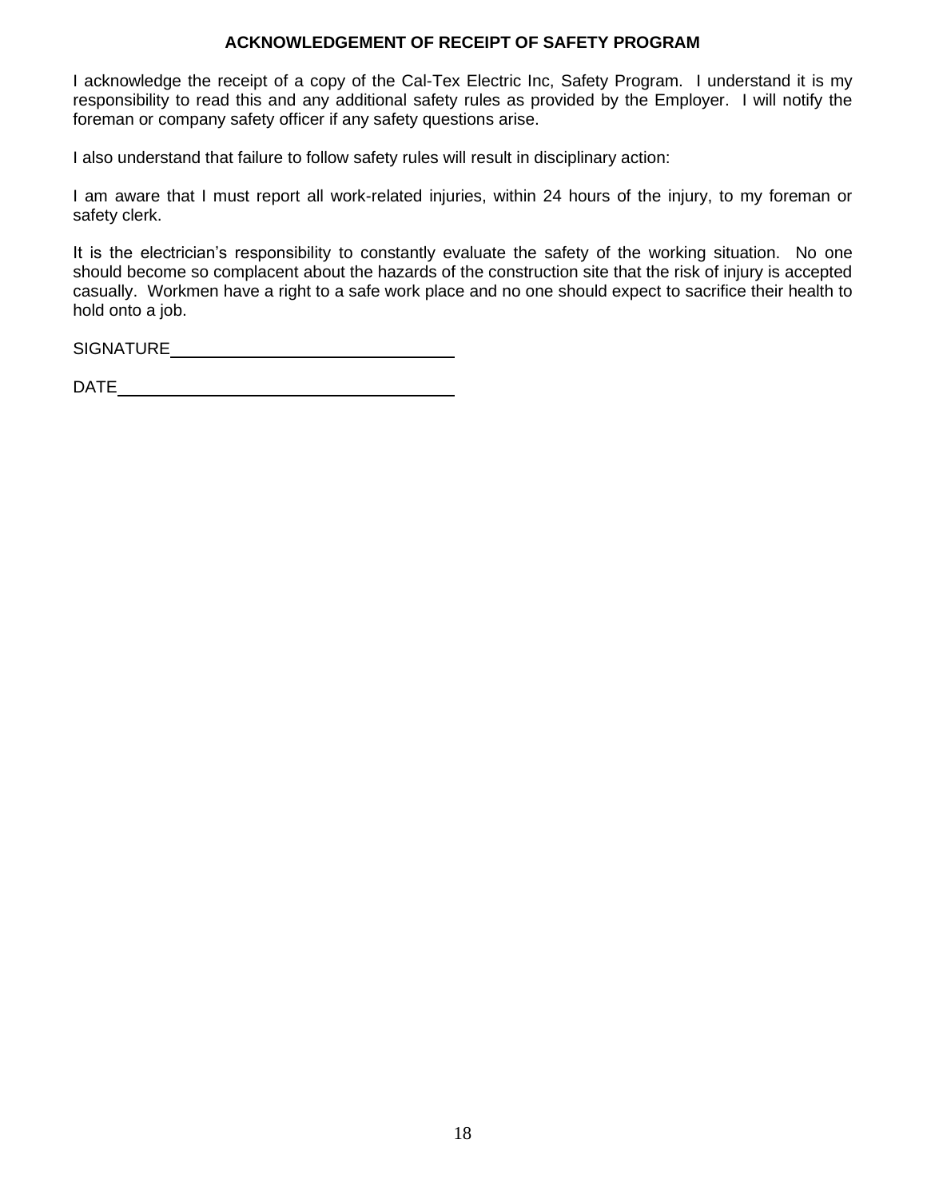## ACKNOWLEDGEMENT OF RECEIPT OF SAFETY PROGRAM

I acknowledge the receipt of a copy of the Cal-Tex Electric Inc, Safety Program. I understand it is my responsibility to read this and any additional safety rules as provided by the Employer. I will notify the foreman or company safety officer if any safety questions arise.

I also understand that failure to follow safety rules will result in disciplinary action:

I am aware that I must report all work-related injuries, within 24 hours of the injury, to my foreman or safety clerk.

It is the electrician's responsibility to constantly evaluate the safety of the working situation. No one should become so complacent about the hazards of the construction site that the risk of injury is accepted casually. Workmen have a right to a safe work place and no one should expect to sacrifice their health to hold onto a job.

SIGNATURE\_\_\_\_\_\_\_\_\_\_\_\_\_\_\_\_\_\_\_\_\_\_\_\_\_\_\_\_\_\_

DATE\_\_\_\_\_\_\_\_\_\_\_\_\_\_\_\_\_\_\_\_\_\_\_\_\_\_\_\_\_\_\_\_\_\_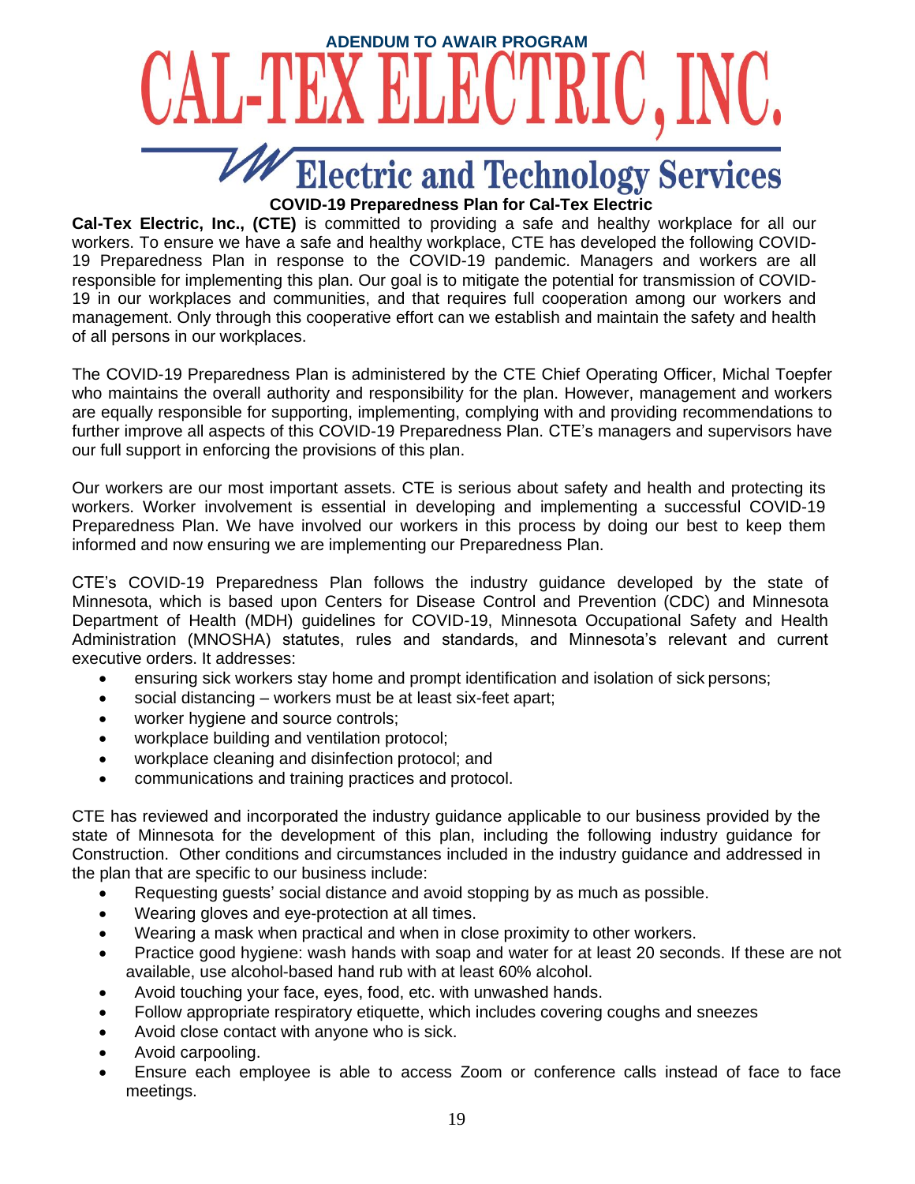ADENDUM TO AWAIR PROGRAM

# CAL-TEX ELECTRIC, INC.

## Electric and Technology Services

### COVID-19 Preparedness Plan for Cal-Tex Electric

**Cal-Tex Electric, Inc., (CTE)** is committed to providing a safe and healthy workplace for all our workers. To ensure we have a safe and healthy workplace, CTE has developed the following COVID-19 Preparedness Plan in response to the COVID-19 pandemic. Managers and workers are all responsible for implementing this plan. Our goal is to mitigate the potential for transmission of COVID-19 in our workplaces and communities, and that requires full cooperation among our workers and management. Only through this cooperative effort can we establish and maintain the safety and health of all persons in our workplaces.

The COVID-19 Preparedness Plan is administered by the CTE Chief Operating Officer, Michal Toepfer who maintains the overall authority and responsibility for the plan. However, management and workers are equally responsible for supporting, implementing, complying with and providing recommendations to further improve all aspects of this COVID-19 Preparedness Plan. CTE's managers and supervisors have our full support in enforcing the provisions of this plan.

Our workers are our most important assets. CTE is serious about safety and health and protecting its workers. Worker involvement is essential in developing and implementing a successful COVID-19 Preparedness Plan. We have involved our workers in this process by doing our best to keep them informed and now ensuring we are implementing our Preparedness Plan.

CTE's COVID-19 Preparedness Plan follows the industry guidance developed by the state of Minnesota, which is based upon Centers for Disease Control and Prevention (CDC) and Minnesota Department of Health (MDH) guidelines for COVID-19, Minnesota Occupational Safety and Health Administration (MNOSHA) statutes, rules and standards, and Minnesota's relevant and current executive orders. It addresses:

- ensuring sick workers stay home and prompt identification and isolation of sick persons;
- social distancing – workers must be at least six-feet apart;
- worker hygiene and source controls;
- workplace building and ventilation protocol;
- workplace cleaning and disinfection protocol; and
- communications and training practices and protocol.

CTE has reviewed and incorporated the industry guidance applicable to our business provided by the state of Minnesota for the development of this plan, including the following industry guidance for Construction. Other conditions and circumstances included in the industry guidance and addressed in the plan that are specific to our business include:

- Requesting guests' social distance and avoid stopping by as much as possible.
- Wearing gloves and eye-protection at all times.
- Wearing a mask when practical and when in close proximity to other workers.
- Practice good hygiene: wash hands with soap and water for at least 20 seconds. If these are not available, use alcohol-based hand rub with at least 60% alcohol.
- Avoid touching your face, eyes, food, etc. with unwashed hands.
- Follow appropriate respiratory etiquette, which includes covering coughs and sneezes
- Avoid close contact with anyone who is sick.
- Avoid carpooling.
- Ensure each employee is able to access Zoom or conference calls instead of face to face meetings.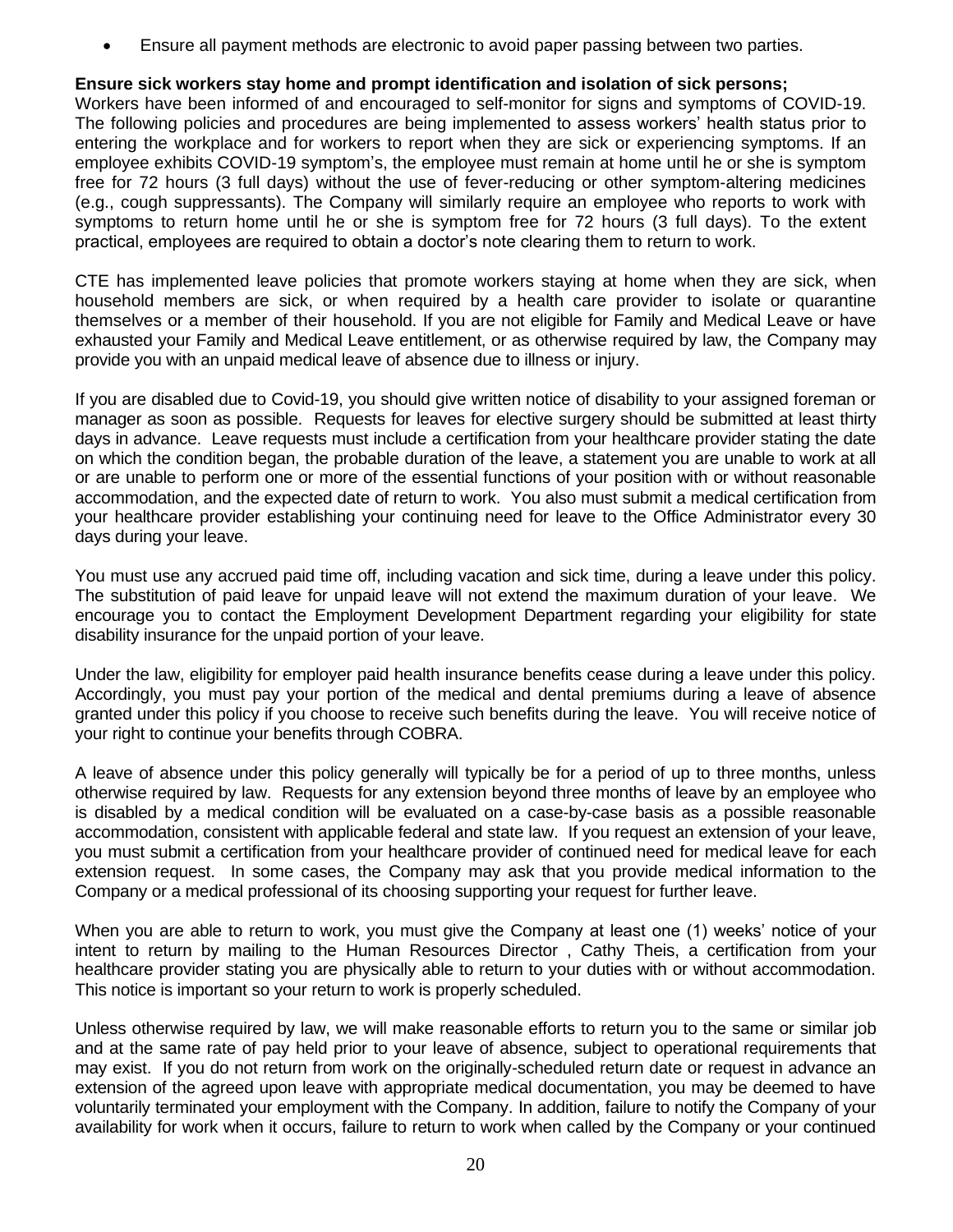- Ensure all payment methods are electronic to avoid paper passing between two parties.

**Ensure sick workers stay home and prompt identification and isolation of sick persons;**

Workers have been informed of and encouraged to self-monitor for signs and symptoms of COVID-19. The following policies and procedures are being implemented to assess workers' health status prior to entering the workplace and for workers to report when they are sick or experiencing symptoms. If an employee exhibits COVID-19 symptom's, the employee must remain at home until he or she is symptom free for 72 hours (3 full days) without the use of fever-reducing or other symptom-altering medicines (e.g., cough suppressants). The Company will similarly require an employee who reports to work with symptoms to return home until he or she is symptom free for 72 hours (3 full days). To the extent practical, employees are required to obtain a doctor's note clearing them to return to work.

CTE has implemented leave policies that promote workers staying at home when they are sick, when household members are sick, or when required by a health care provider to isolate or quarantine themselves or a member of their household. If you are not eligible for Family and Medical Leave or have exhausted your Family and Medical Leave entitlement, or as otherwise required by law, the Company may provide you with an unpaid medical leave of absence due to illness or injury.

If you are disabled due to Covid-19, you should give written notice of disability to your assigned foreman or manager as soon as possible. Requests for leaves for elective surgery should be submitted at least thirty days in advance. Leave requests must include a certification from your healthcare provider stating the date on which the condition began, the probable duration of the leave, a statement you are unable to work at all or are unable to perform one or more of the essential functions of your position with or without reasonable accommodation, and the expected date of return to work. You also must submit a medical certification from your healthcare provider establishing your continuing need for leave to the Office Administrator every 30 days during your leave.

You must use any accrued paid time off, including vacation and sick time, during a leave under this policy. The substitution of paid leave for unpaid leave will not extend the maximum duration of your leave. We encourage you to contact the Employment Development Department regarding your eligibility for state disability insurance for the unpaid portion of your leave.

Under the law, eligibility for employer paid health insurance benefits cease during a leave under this policy. Accordingly, you must pay your portion of the medical and dental premiums during a leave of absence granted under this policy if you choose to receive such benefits during the leave. You will receive notice of your right to continue your benefits through COBRA.

A leave of absence under this policy generally will typically be for a period of up to three months, unless otherwise required by law. Requests for any extension beyond three months of leave by an employee who is disabled by a medical condition will be evaluated on a case-by-case basis as a possible reasonable accommodation, consistent with applicable federal and state law. If you request an extension of your leave, you must submit a certification from your healthcare provider of continued need for medical leave for each extension request. In some cases, the Company may ask that you provide medical information to the Company or a medical professional of its choosing supporting your request for further leave.

When you are able to return to work, you must give the Company at least one (1) weeks' notice of your intent to return by mailing to the Human Resources Director , Cathy Theis, a certification from your healthcare provider stating you are physically able to return to your duties with or without accommodation. This notice is important so your return to work is properly scheduled.

Unless otherwise required by law, we will make reasonable efforts to return you to the same or similar job and at the same rate of pay held prior to your leave of absence, subject to operational requirements that may exist. If you do not return from work on the originally-scheduled return date or request in advance an extension of the agreed upon leave with appropriate medical documentation, you may be deemed to have voluntarily terminated your employment with the Company. In addition, failure to notify the Company of your availability for work when it occurs, failure to return to work when called by the Company or your continued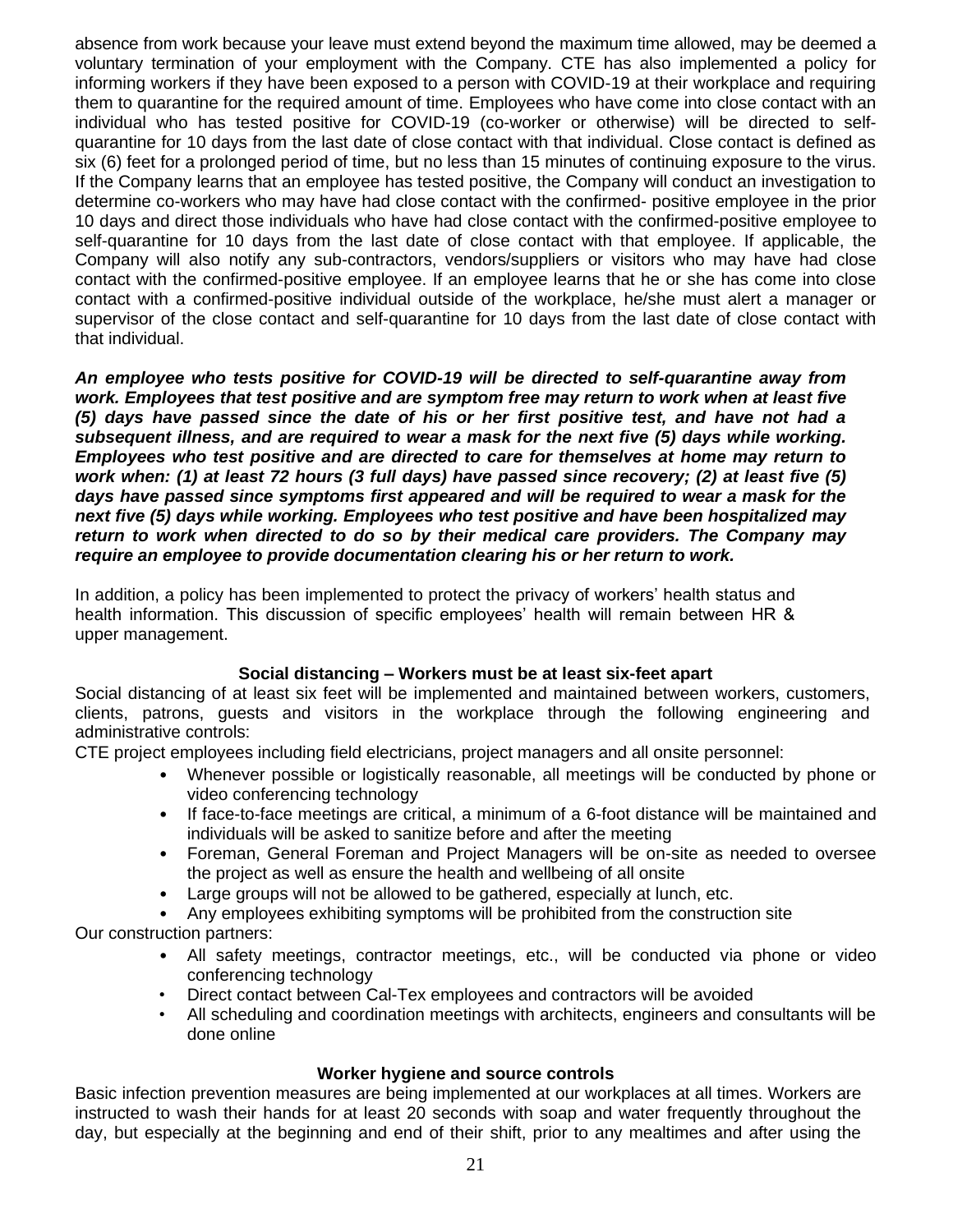absence from work because your leave must extend beyond the maximum time allowed, may be deemed a voluntary termination of your employment with the Company. CTE has also implemented a policy for informing workers if they have been exposed to a person with COVID-19 at their workplace and requiring them to quarantine for the required amount of time. Employees who have come into close contact with an individual who has tested positive for COVID-19 (co-worker or otherwise) will be directed to self-quarantine for 10 days from the last date of close contact with that individual. Close contact is defined as six (6) feet for a prolonged period of time, but no less than 15 minutes of continuing exposure to the virus. If the Company learns that an employee has tested positive, the Company will conduct an investigation to determine co-workers who may have had close contact with the confirmed- positive employee in the prior 10 days and direct those individuals who have had close contact with the confirmed-positive employee to self-quarantine for 10 days from the last date of close contact with that employee. If applicable, the Company will also notify any sub-contractors, vendors/suppliers or visitors who may have had close contact with the confirmed-positive employee. If an employee learns that he or she has come into close contact with a confirmed-positive individual outside of the workplace, he/she must alert a manager or supervisor of the close contact and self-quarantine for 10 days from the last date of close contact with that individual.

***An employee who tests positive for COVID-19 will be directed to self-quarantine away from work. Employees that test positive and are symptom free may return to work when at least five (5) days have passed since the date of his or her first positive test, and have not had a subsequent illness, and are required to wear a mask for the next five (5) days while working. Employees who test positive and are directed to care for themselves at home may return to work when: (1) at least 72 hours (3 full days) have passed since recovery; (2) at least five (5) days have passed since symptoms first appeared and will be required to wear a mask for the next five (5) days while working. Employees who test positive and have been hospitalized may return to work when directed to do so by their medical care providers. The Company may require an employee to provide documentation clearing his or her return to work.***

In addition, a policy has been implemented to protect the privacy of workers' health status and health information. This discussion of specific employees' health will remain between HR & upper management.

**Social distancing – Workers must be at least six-feet apart**

Social distancing of at least six feet will be implemented and maintained between workers, customers, clients, patrons, guests and visitors in the workplace through the following engineering and administrative controls:

CTE project employees including field electricians, project managers and all onsite personnel:

- Whenever possible or logistically reasonable, all meetings will be conducted by phone or video conferencing technology
- If face-to-face meetings are critical, a minimum of a 6-foot distance will be maintained and individuals will be asked to sanitize before and after the meeting
- Foreman, General Foreman and Project Managers will be on-site as needed to oversee the project as well as ensure the health and wellbeing of all onsite
- Large groups will not be allowed to be gathered, especially at lunch, etc.
- Any employees exhibiting symptoms will be prohibited from the construction site

Our construction partners:

- All safety meetings, contractor meetings, etc., will be conducted via phone or video conferencing technology
- Direct contact between Cal-Tex employees and contractors will be avoided
- All scheduling and coordination meetings with architects, engineers and consultants will be done online

**Worker hygiene and source controls**

Basic infection prevention measures are being implemented at our workplaces at all times. Workers are instructed to wash their hands for at least 20 seconds with soap and water frequently throughout the day, but especially at the beginning and end of their shift, prior to any mealtimes and after using the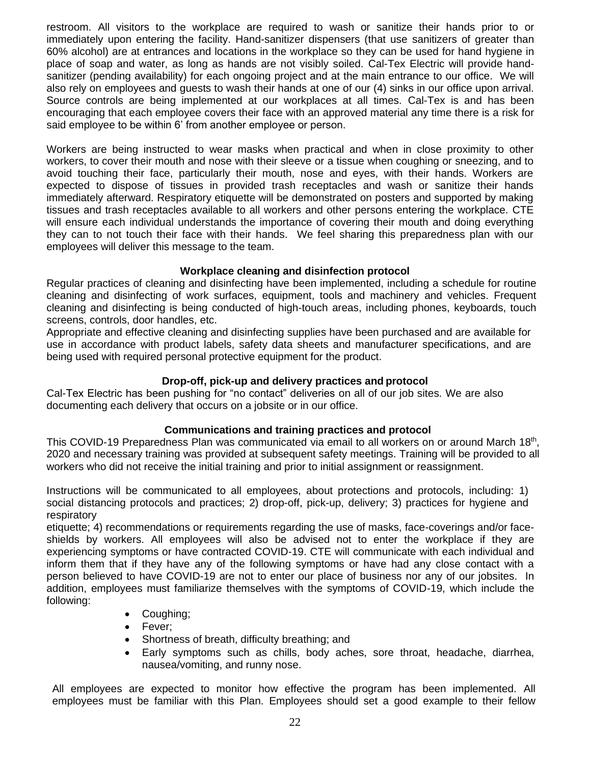restroom. All visitors to the workplace are required to wash or sanitize their hands prior to or immediately upon entering the facility. Hand-sanitizer dispensers (that use sanitizers of greater than 60% alcohol) are at entrances and locations in the workplace so they can be used for hand hygiene in place of soap and water, as long as hands are not visibly soiled. Cal-Tex Electric will provide hand-sanitizer (pending availability) for each ongoing project and at the main entrance to our office. We will also rely on employees and guests to wash their hands at one of our (4) sinks in our office upon arrival. Source controls are being implemented at our workplaces at all times. Cal-Tex is and has been encouraging that each employee covers their face with an approved material any time there is a risk for said employee to be within 6' from another employee or person.

Workers are being instructed to wear masks when practical and when in close proximity to other workers, to cover their mouth and nose with their sleeve or a tissue when coughing or sneezing, and to avoid touching their face, particularly their mouth, nose and eyes, with their hands. Workers are expected to dispose of tissues in provided trash receptacles and wash or sanitize their hands immediately afterward. Respiratory etiquette will be demonstrated on posters and supported by making tissues and trash receptacles available to all workers and other persons entering the workplace. CTE will ensure each individual understands the importance of covering their mouth and doing everything they can to not touch their face with their hands. We feel sharing this preparedness plan with our employees will deliver this message to the team.

**Workplace cleaning and disinfection protocol**

Regular practices of cleaning and disinfecting have been implemented, including a schedule for routine cleaning and disinfecting of work surfaces, equipment, tools and machinery and vehicles. Frequent cleaning and disinfecting is being conducted of high-touch areas, including phones, keyboards, touch screens, controls, door handles, etc.

Appropriate and effective cleaning and disinfecting supplies have been purchased and are available for use in accordance with product labels, safety data sheets and manufacturer specifications, and are being used with required personal protective equipment for the product.

**Drop-off, pick-up and delivery practices and protocol**

Cal-Tex Electric has been pushing for "no contact" deliveries on all of our job sites. We are also documenting each delivery that occurs on a jobsite or in our office.

**Communications and training practices and protocol**

This COVID-19 Preparedness Plan was communicated via email to all workers on or around March 18th, 2020 and necessary training was provided at subsequent safety meetings. Training will be provided to all workers who did not receive the initial training and prior to initial assignment or reassignment.

Instructions will be communicated to all employees, about protections and protocols, including: 1) social distancing protocols and practices; 2) drop-off, pick-up, delivery; 3) practices for hygiene and respiratory etiquette; 4) recommendations or requirements regarding the use of masks, face-coverings and/or face-shields by workers. All employees will also be advised not to enter the workplace if they are experiencing symptoms or have contracted COVID-19. CTE will communicate with each individual and inform them that if they have any of the following symptoms or have had any close contact with a person believed to have COVID-19 are not to enter our place of business nor any of our jobsites. In addition, employees must familiarize themselves with the symptoms of COVID-19, which include the following:

- Coughing;
- Fever;
- Shortness of breath, difficulty breathing; and
- Early symptoms such as chills, body aches, sore throat, headache, diarrhea, nausea/vomiting, and runny nose.

All employees are expected to monitor how effective the program has been implemented. All employees must be familiar with this Plan. Employees should set a good example to their fellow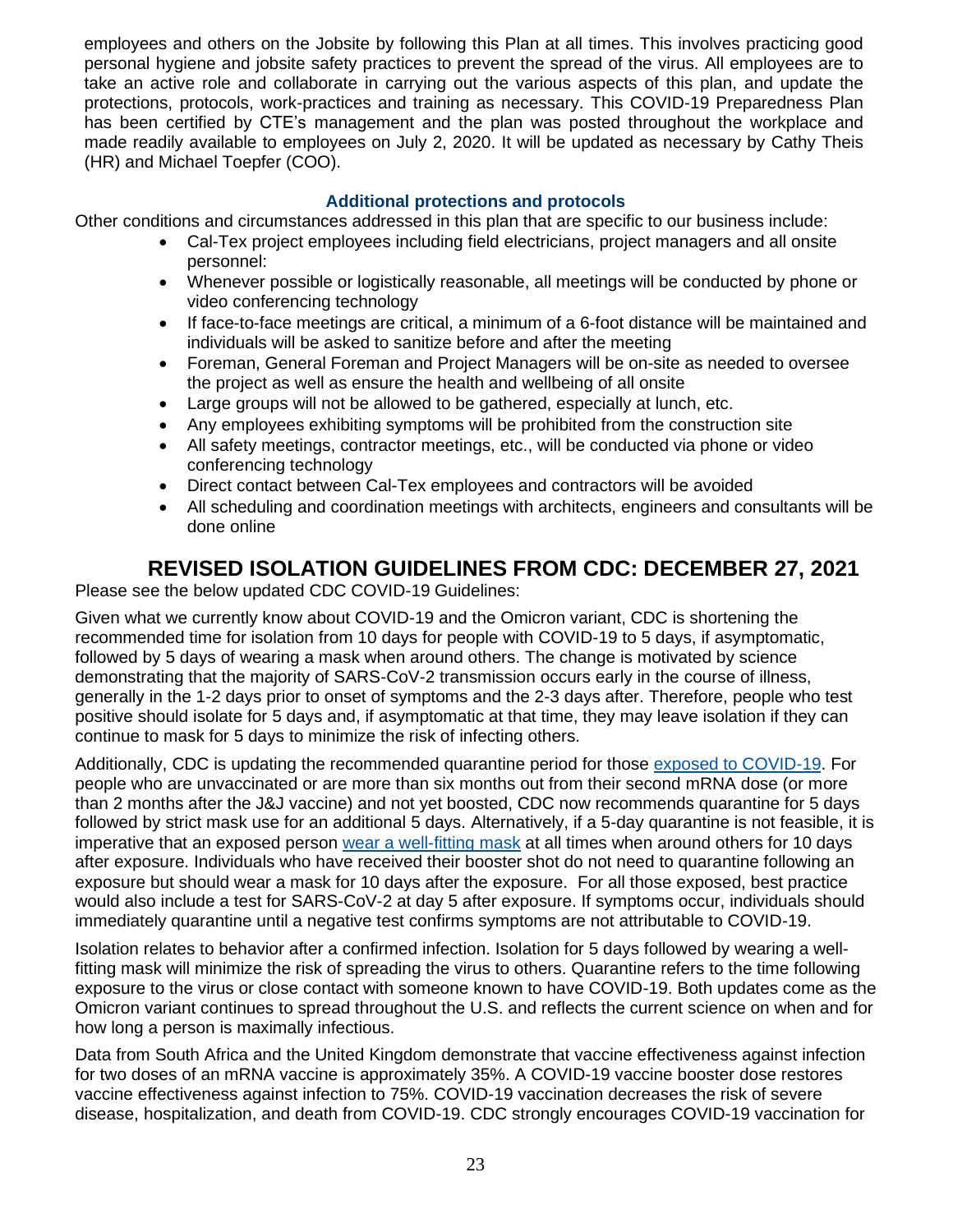employees and others on the Jobsite by following this Plan at all times. This involves practicing good personal hygiene and jobsite safety practices to prevent the spread of the virus. All employees are to take an active role and collaborate in carrying out the various aspects of this plan, and update the protections, protocols, work-practices and training as necessary. This COVID-19 Preparedness Plan has been certified by CTE's management and the plan was posted throughout the workplace and made readily available to employees on July 2, 2020. It will be updated as necessary by Cathy Theis (HR) and Michael Toepfer (COO).

### Additional protections and protocols

Other conditions and circumstances addressed in this plan that are specific to our business include:

- Cal-Tex project employees including field electricians, project managers and all onsite personnel:
- Whenever possible or logistically reasonable, all meetings will be conducted by phone or video conferencing technology
- If face-to-face meetings are critical, a minimum of a 6-foot distance will be maintained and individuals will be asked to sanitize before and after the meeting
- Foreman, General Foreman and Project Managers will be on-site as needed to oversee the project as well as ensure the health and wellbeing of all onsite
- Large groups will not be allowed to be gathered, especially at lunch, etc.
- Any employees exhibiting symptoms will be prohibited from the construction site
- All safety meetings, contractor meetings, etc., will be conducted via phone or video conferencing technology
- Direct contact between Cal-Tex employees and contractors will be avoided
- All scheduling and coordination meetings with architects, engineers and consultants will be done online

## REVISED ISOLATION GUIDELINES FROM CDC: DECEMBER 27, 2021

Please see the below updated CDC COVID-19 Guidelines:

Given what we currently know about COVID-19 and the Omicron variant, CDC is shortening the recommended time for isolation from 10 days for people with COVID-19 to 5 days, if asymptomatic, followed by 5 days of wearing a mask when around others. The change is motivated by science demonstrating that the majority of SARS-CoV-2 transmission occurs early in the course of illness, generally in the 1-2 days prior to onset of symptoms and the 2-3 days after. Therefore, people who test positive should isolate for 5 days and, if asymptomatic at that time, they may leave isolation if they can continue to mask for 5 days to minimize the risk of infecting others.

Additionally, CDC is updating the recommended quarantine period for those exposed to COVID-19. For people who are unvaccinated or are more than six months out from their second mRNA dose (or more than 2 months after the J&J vaccine) and not yet boosted, CDC now recommends quarantine for 5 days followed by strict mask use for an additional 5 days. Alternatively, if a 5-day quarantine is not feasible, it is imperative that an exposed person wear a well-fitting mask at all times when around others for 10 days after exposure. Individuals who have received their booster shot do not need to quarantine following an exposure but should wear a mask for 10 days after the exposure. For all those exposed, best practice would also include a test for SARS-CoV-2 at day 5 after exposure. If symptoms occur, individuals should immediately quarantine until a negative test confirms symptoms are not attributable to COVID-19.

Isolation relates to behavior after a confirmed infection. Isolation for 5 days followed by wearing a well-fitting mask will minimize the risk of spreading the virus to others. Quarantine refers to the time following exposure to the virus or close contact with someone known to have COVID-19. Both updates come as the Omicron variant continues to spread throughout the U.S. and reflects the current science on when and for how long a person is maximally infectious.

Data from South Africa and the United Kingdom demonstrate that vaccine effectiveness against infection for two doses of an mRNA vaccine is approximately 35%. A COVID-19 vaccine booster dose restores vaccine effectiveness against infection to 75%. COVID-19 vaccination decreases the risk of severe disease, hospitalization, and death from COVID-19. CDC strongly encourages COVID-19 vaccination for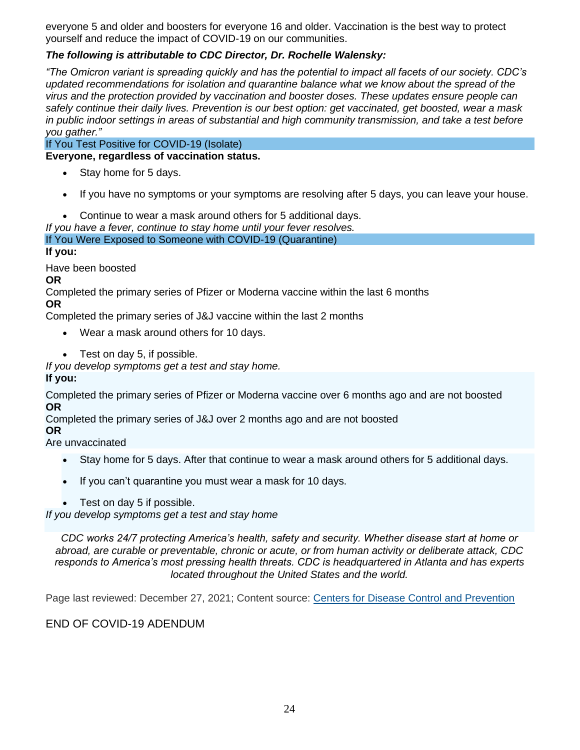everyone 5 and older and boosters for everyone 16 and older. Vaccination is the best way to protect yourself and reduce the impact of COVID-19 on our communities.

***The following is attributable to CDC Director, Dr. Rochelle Walensky:***

*"The Omicron variant is spreading quickly and has the potential to impact all facets of our society. CDC's updated recommendations for isolation and quarantine balance what we know about the spread of the virus and the protection provided by vaccination and booster doses. These updates ensure people can safely continue their daily lives. Prevention is our best option: get vaccinated, get boosted, wear a mask in public indoor settings in areas of substantial and high community transmission, and take a test before you gather."*

### If You Test Positive for COVID-19 (Isolate)

**Everyone, regardless of vaccination status.**

- Stay home for 5 days.
- If you have no symptoms or your symptoms are resolving after 5 days, you can leave your house.
- Continue to wear a mask around others for 5 additional days.

*If you have a fever, continue to stay home until your fever resolves.*

### If You Were Exposed to Someone with COVID-19 (Quarantine)

**If you:**

Have been boosted

**OR**

Completed the primary series of Pfizer or Moderna vaccine within the last 6 months

**OR**

Completed the primary series of J&J vaccine within the last 2 months

- Wear a mask around others for 10 days.
- Test on day 5, if possible.

*If you develop symptoms get a test and stay home.*

**If you:**

Completed the primary series of Pfizer or Moderna vaccine over 6 months ago and are not boosted

**OR**

Completed the primary series of J&J over 2 months ago and are not boosted

**OR**

Are unvaccinated

- Stay home for 5 days. After that continue to wear a mask around others for 5 additional days.
- If you can't quarantine you must wear a mask for 10 days.
- Test on day 5 if possible.

*If you develop symptoms get a test and stay home*

*CDC works 24/7 protecting America's health, safety and security. Whether disease start at home or abroad, are curable or preventable, chronic or acute, or from human activity or deliberate attack, CDC responds to America's most pressing health threats. CDC is headquartered in Atlanta and has experts located throughout the United States and the world.*

Page last reviewed: December 27, 2021; Content source: [Centers for Disease Control and Prevention]

END OF COVID-19 ADENDUM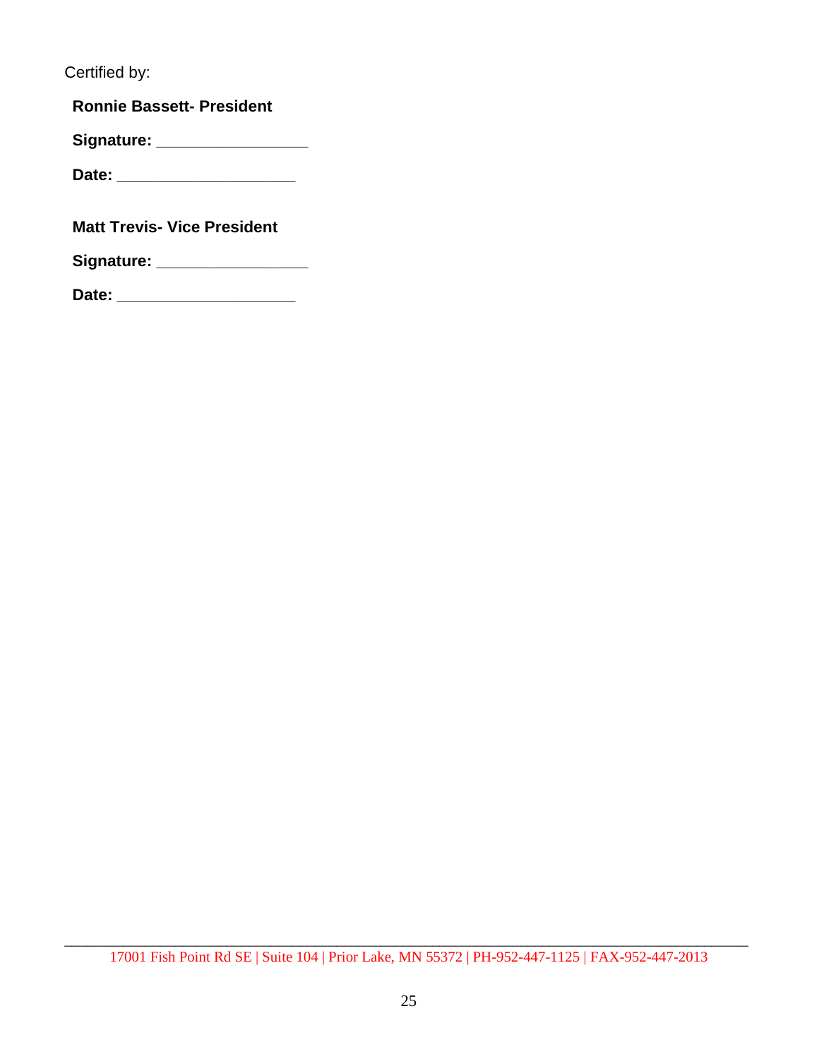Certified by:

**Ronnie Bassett- President**

**Signature:** _________________

**Date:** ____________________

**Matt Trevis- Vice President**

**Signature:** _________________

**Date:** ____________________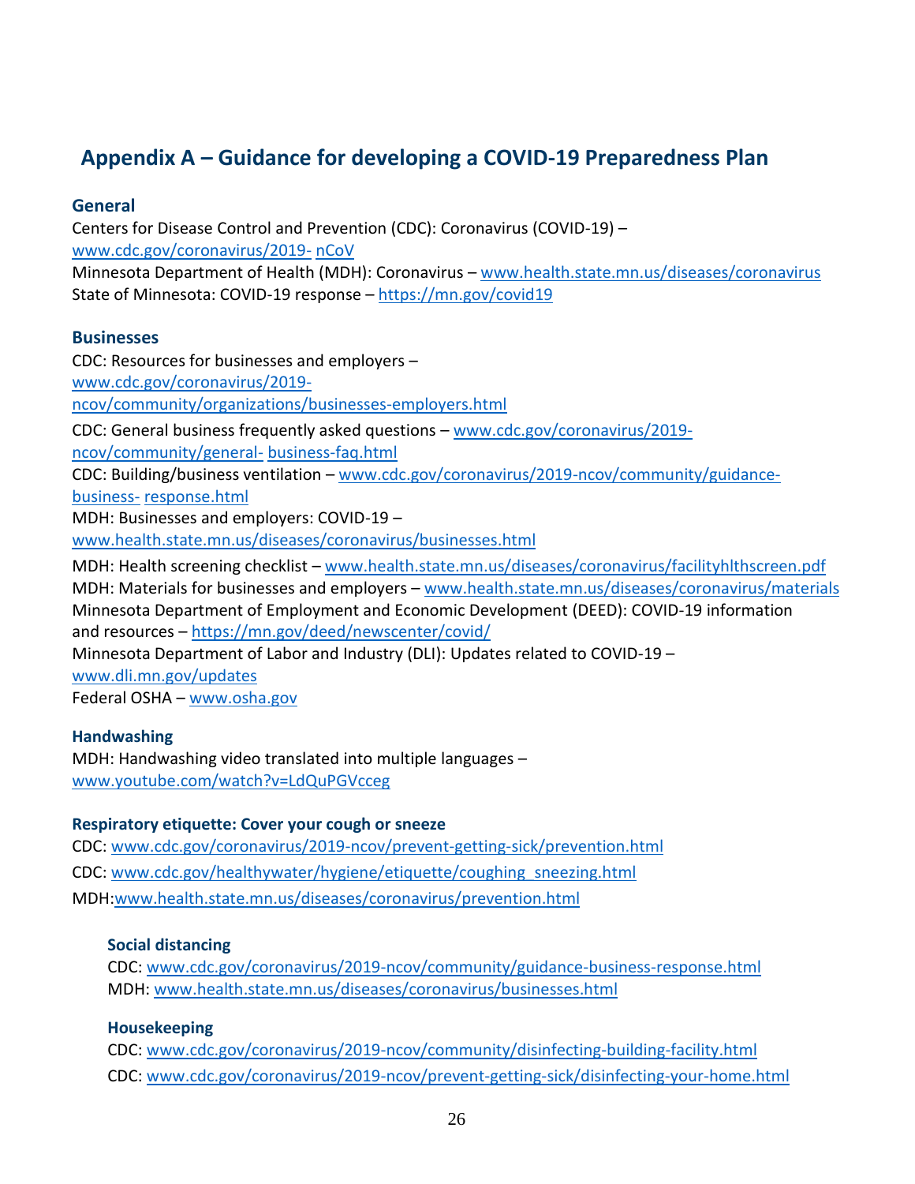# Appendix A – Guidance for developing a COVID-19 Preparedness Plan

### General

Centers for Disease Control and Prevention (CDC): Coronavirus (COVID-19) – www.cdc.gov/coronavirus/2019- nCoV

Minnesota Department of Health (MDH): Coronavirus – www.health.state.mn.us/diseases/coronavirus

State of Minnesota: COVID-19 response – https://mn.gov/covid19

### Businesses

CDC: Resources for businesses and employers – www.cdc.gov/coronavirus/2019-ncov/community/organizations/businesses-employers.html

CDC: General business frequently asked questions – www.cdc.gov/coronavirus/2019-ncov/community/general- business-faq.html

CDC: Building/business ventilation – www.cdc.gov/coronavirus/2019-ncov/community/guidance-business- response.html

MDH: Businesses and employers: COVID-19 – www.health.state.mn.us/diseases/coronavirus/businesses.html

MDH: Health screening checklist – www.health.state.mn.us/diseases/coronavirus/facilityhlthscreen.pdf

MDH: Materials for businesses and employers – www.health.state.mn.us/diseases/coronavirus/materials

Minnesota Department of Employment and Economic Development (DEED): COVID-19 information and resources – https://mn.gov/deed/newscenter/covid/

Minnesota Department of Labor and Industry (DLI): Updates related to COVID-19 – www.dli.mn.gov/updates

Federal OSHA – www.osha.gov

### Handwashing

MDH: Handwashing video translated into multiple languages – www.youtube.com/watch?v=LdQuPGVcceg

### Respiratory etiquette: Cover your cough or sneeze

CDC: www.cdc.gov/coronavirus/2019-ncov/prevent-getting-sick/prevention.html

CDC: www.cdc.gov/healthywater/hygiene/etiquette/coughing_sneezing.html

MDH:www.health.state.mn.us/diseases/coronavirus/prevention.html

### Social distancing

CDC: www.cdc.gov/coronavirus/2019-ncov/community/guidance-business-response.html

MDH: www.health.state.mn.us/diseases/coronavirus/businesses.html

### Housekeeping

CDC: www.cdc.gov/coronavirus/2019-ncov/community/disinfecting-building-facility.html

CDC: www.cdc.gov/coronavirus/2019-ncov/prevent-getting-sick/disinfecting-your-home.html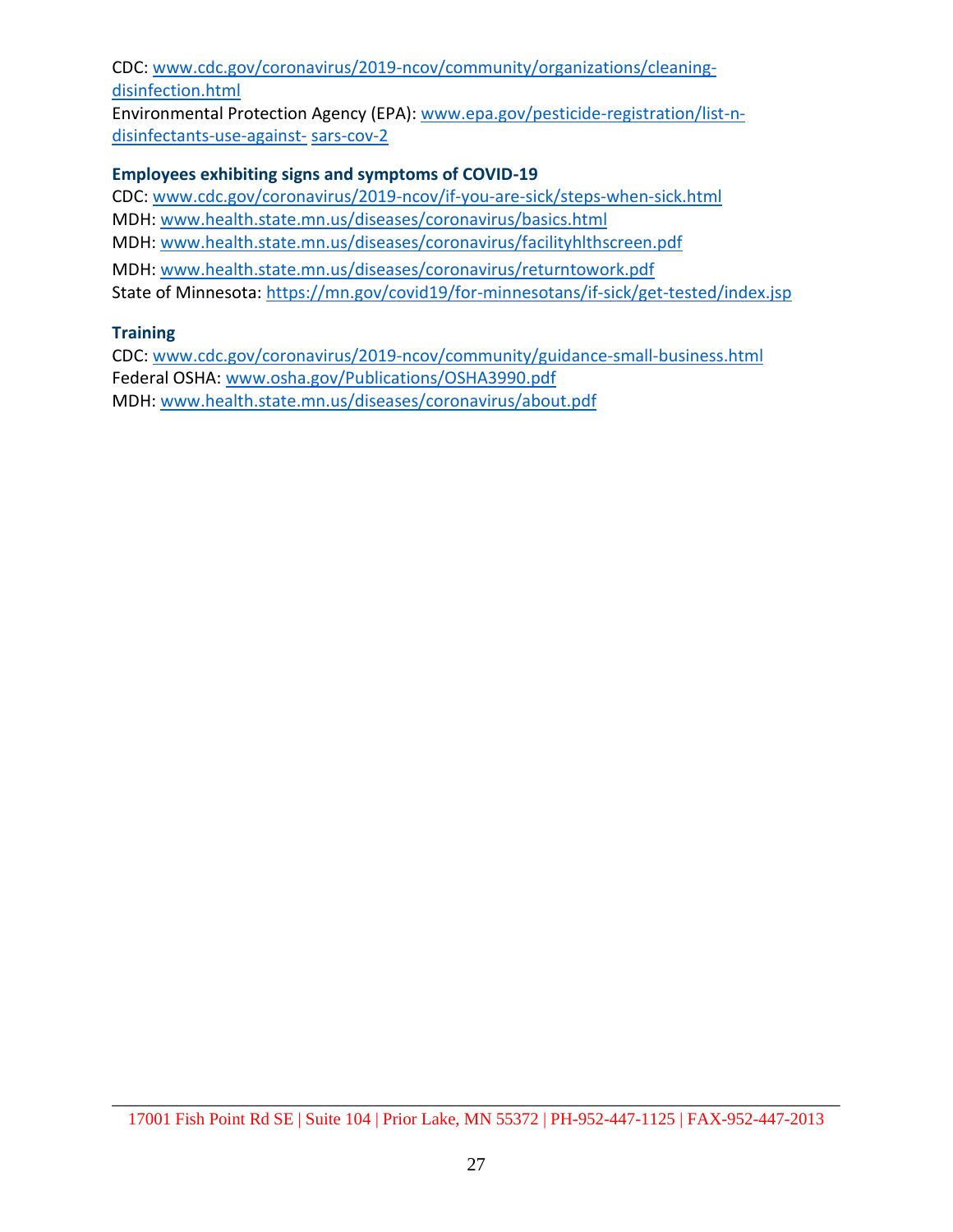CDC: www.cdc.gov/coronavirus/2019-ncov/community/organizations/cleaning-disinfection.html
Environmental Protection Agency (EPA): www.epa.gov/pesticide-registration/list-n-disinfectants-use-against- sars-cov-2

### Employees exhibiting signs and symptoms of COVID-19

CDC: www.cdc.gov/coronavirus/2019-ncov/if-you-are-sick/steps-when-sick.html
MDH: www.health.state.mn.us/diseases/coronavirus/basics.html
MDH: www.health.state.mn.us/diseases/coronavirus/facilityhlthscreen.pdf
MDH: www.health.state.mn.us/diseases/coronavirus/returntowork.pdf
State of Minnesota: https://mn.gov/covid19/for-minnesotans/if-sick/get-tested/index.jsp

### Training

CDC: www.cdc.gov/coronavirus/2019-ncov/community/guidance-small-business.html
Federal OSHA: www.osha.gov/Publications/OSHA3990.pdf
MDH: www.health.state.mn.us/diseases/coronavirus/about.pdf